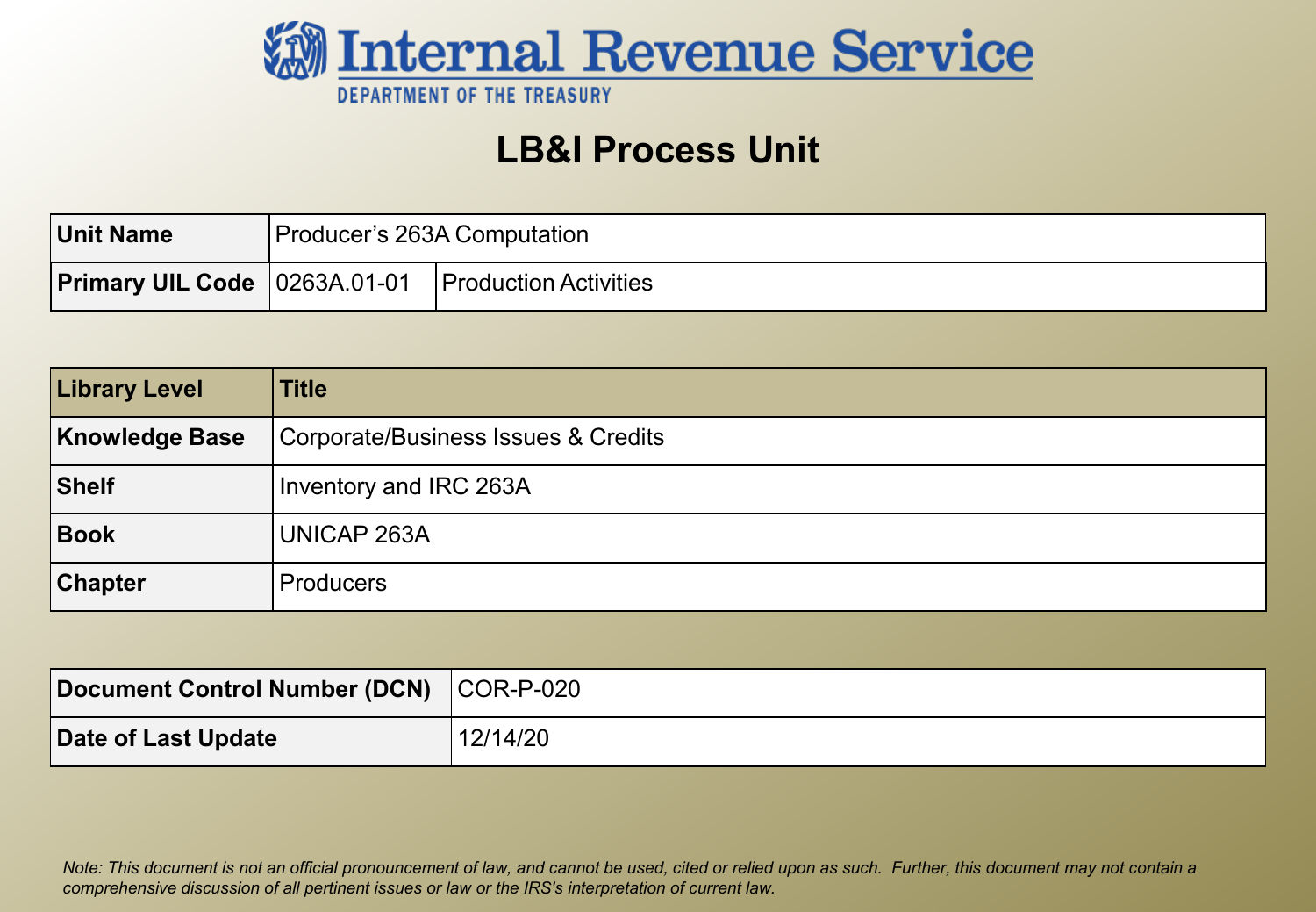# Internal Revenue Service

DEPARTMENT OF THE TREASURY

## LB&I Process Unit

| Unit Name | Producer's 263A Computation | |
|---|---|---|
| Primary UIL Code | 0263A.01-01 | Production Activities |

| Library Level | Title |
|---|---|
| Knowledge Base | Corporate/Business Issues & Credits |
| Shelf | Inventory and IRC 263A |
| Book | UNICAP 263A |
| Chapter | Producers |

| Document Control Number (DCN) | COR-P-020 |
|---|---|
| Date of Last Update | 12/14/20 |

*Note: This document is not an official pronouncement of law, and cannot be used, cited or relied upon as such. Further, this document may not contain a comprehensive discussion of all pertinent issues or law or the IRS's interpretation of current law.*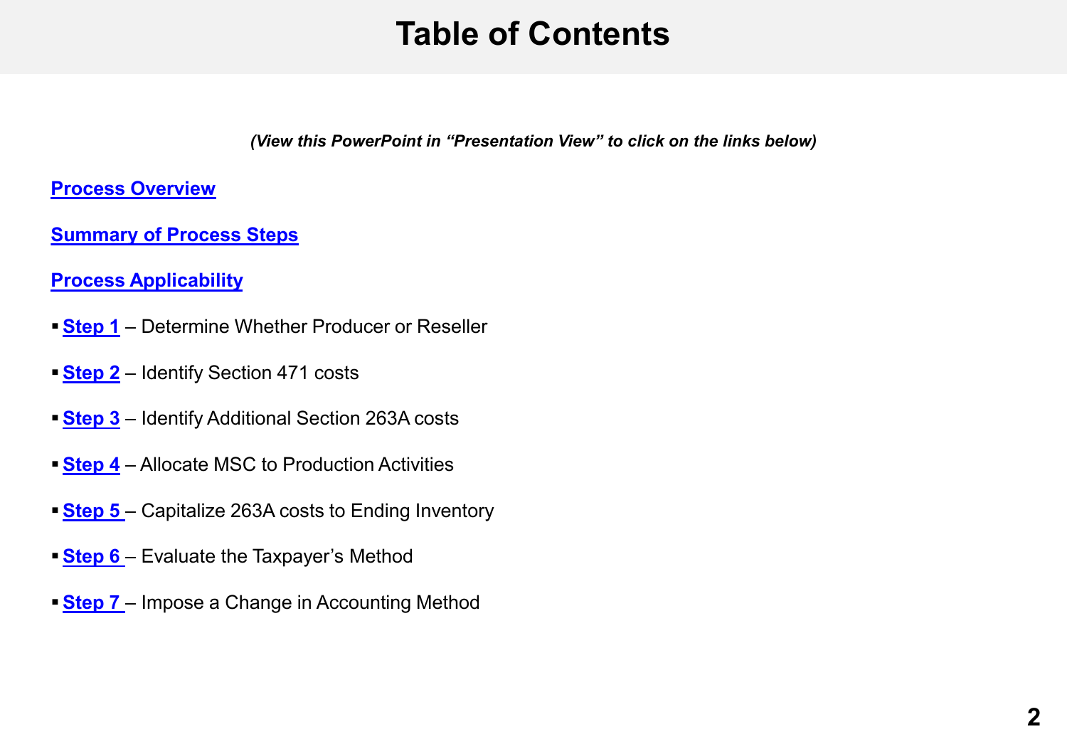# Table of Contents

***(View this PowerPoint in "Presentation View" to click on the links below)***

**Process Overview**

**Summary of Process Steps**

**Process Applicability**

- **Step 1** – Determine Whether Producer or Reseller
- **Step 2** – Identify Section 471 costs
- **Step 3** – Identify Additional Section 263A costs
- **Step 4** – Allocate MSC to Production Activities
- **Step 5** – Capitalize 263A costs to Ending Inventory
- **Step 6** – Evaluate the Taxpayer's Method
- **Step 7** – Impose a Change in Accounting Method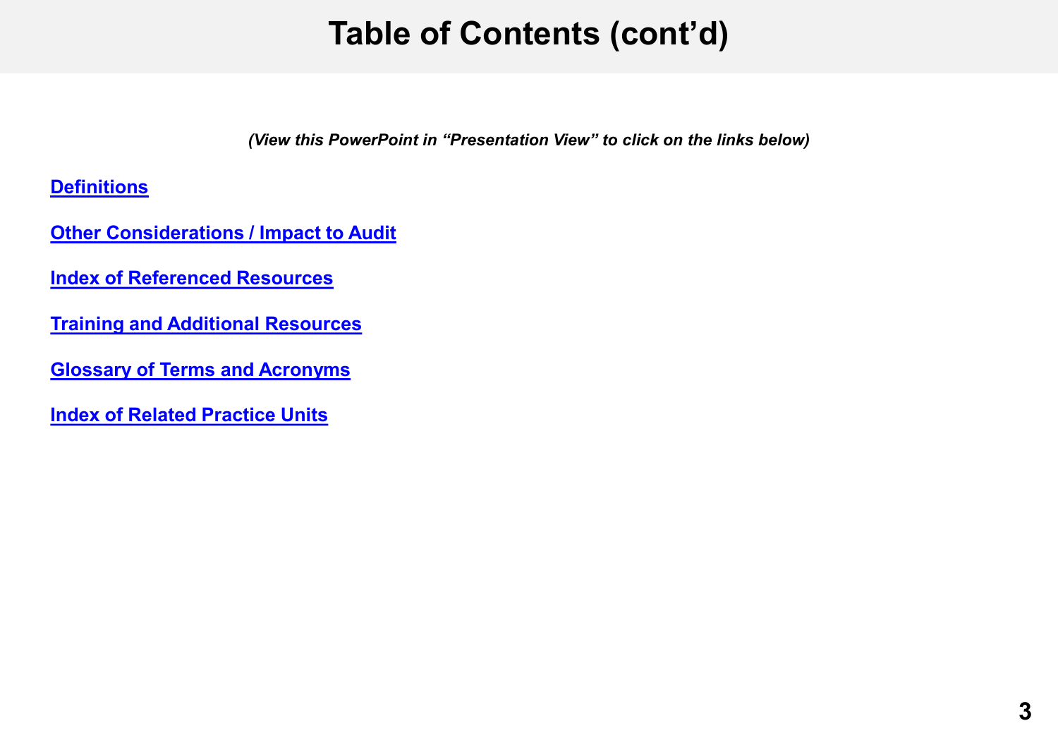# Table of Contents (cont'd)

*(View this PowerPoint in "Presentation View" to click on the links below)*

**Definitions**

**Other Considerations / Impact to Audit**

**Index of Referenced Resources**

**Training and Additional Resources**

**Glossary of Terms and Acronyms**

**Index of Related Practice Units**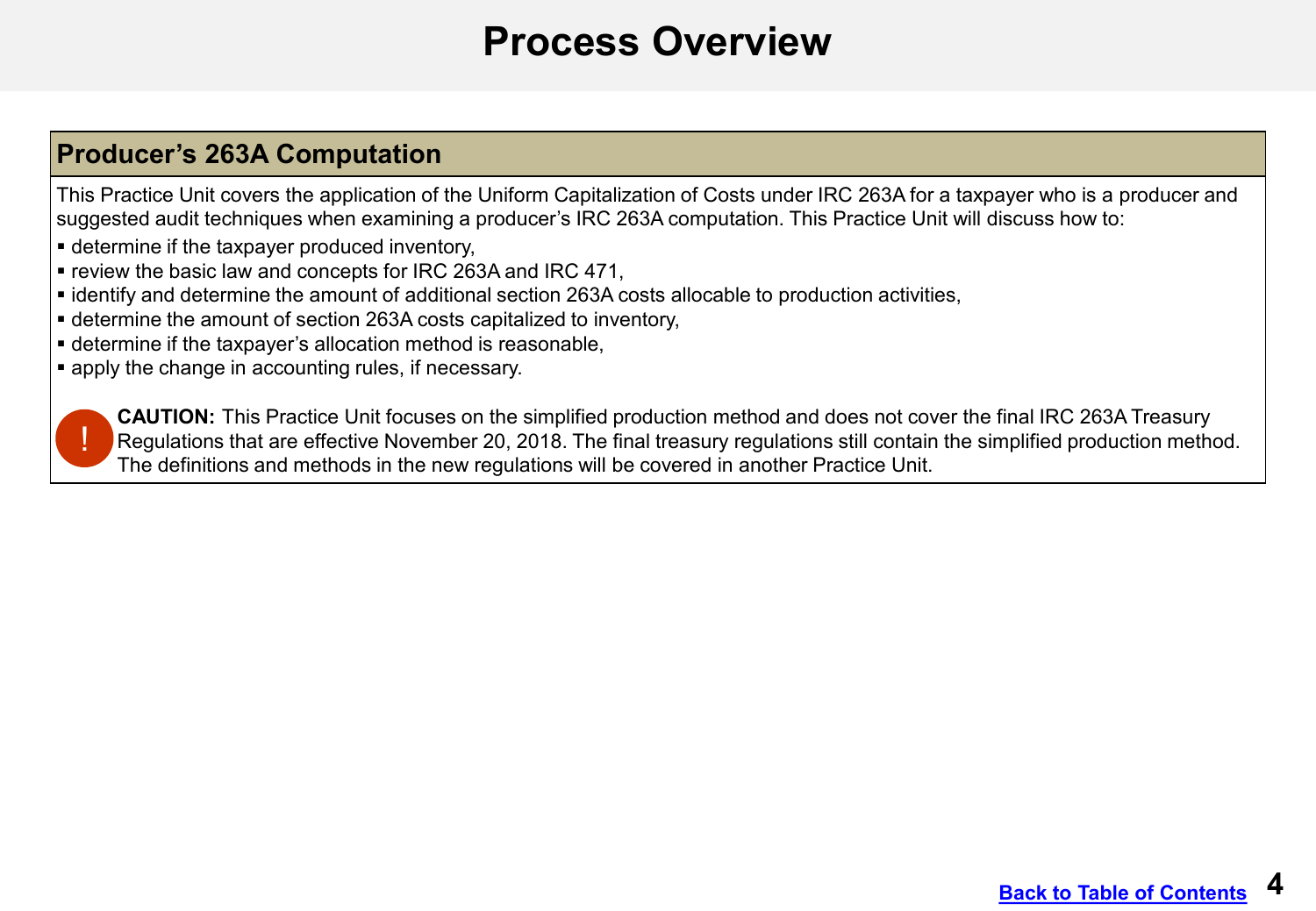# Process Overview

## Producer's 263A Computation

This Practice Unit covers the application of the Uniform Capitalization of Costs under IRC 263A for a taxpayer who is a producer and suggested audit techniques when examining a producer's IRC 263A computation. This Practice Unit will discuss how to:

- determine if the taxpayer produced inventory,
- review the basic law and concepts for IRC 263A and IRC 471,
- identify and determine the amount of additional section 263A costs allocable to production activities,
- determine the amount of section 263A costs capitalized to inventory,
- determine if the taxpayer's allocation method is reasonable,
- apply the change in accounting rules, if necessary.

**CAUTION:** This Practice Unit focuses on the simplified production method and does not cover the final IRC 263A Treasury Regulations that are effective November 20, 2018. The final treasury regulations still contain the simplified production method. The definitions and methods in the new regulations will be covered in another Practice Unit.

Back to Table of Contents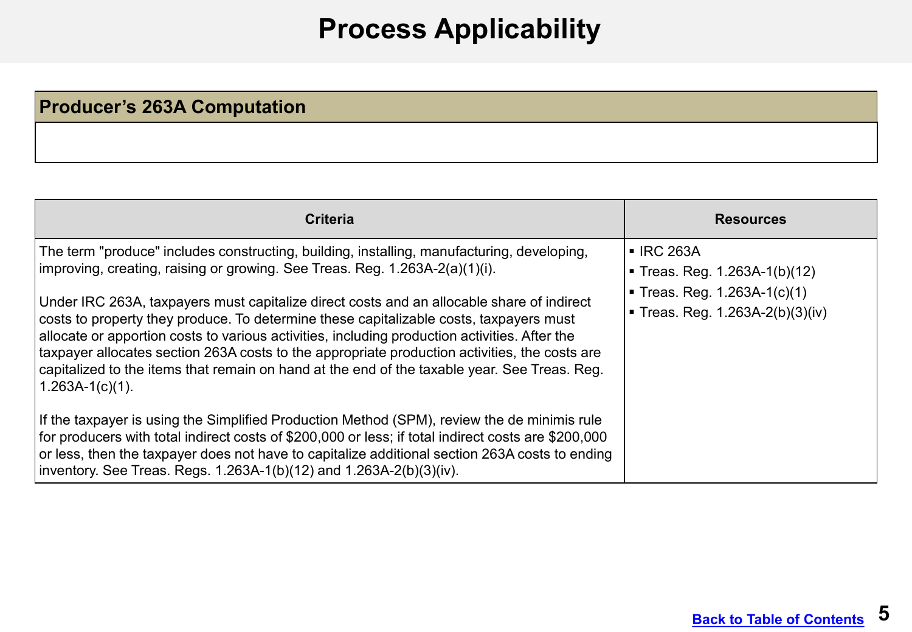# Process Applicability

## Producer's 263A Computation

| Criteria | Resources |
| --- | --- |
| The term "produce" includes constructing, building, installing, manufacturing, developing, improving, creating, raising or growing. See Treas. Reg. 1.263A-2(a)(1)(i).<br><br>Under IRC 263A, taxpayers must capitalize direct costs and an allocable share of indirect costs to property they produce. To determine these capitalizable costs, taxpayers must allocate or apportion costs to various activities, including production activities. After the taxpayer allocates section 263A costs to the appropriate production activities, the costs are capitalized to the items that remain on hand at the end of the taxable year. See Treas. Reg. 1.263A-1(c)(1).<br><br>If the taxpayer is using the Simplified Production Method (SPM), review the de minimis rule for producers with total indirect costs of $200,000 or less; if total indirect costs are $200,000 or less, then the taxpayer does not have to capitalize additional section 263A costs to ending inventory. See Treas. Regs. 1.263A-1(b)(12) and 1.263A-2(b)(3)(iv). | ▪ IRC 263A<br>▪ Treas. Reg. 1.263A-1(b)(12)<br>▪ Treas. Reg. 1.263A-1(c)(1)<br>▪ Treas. Reg. 1.263A-2(b)(3)(iv) |

[Back to Table of Contents]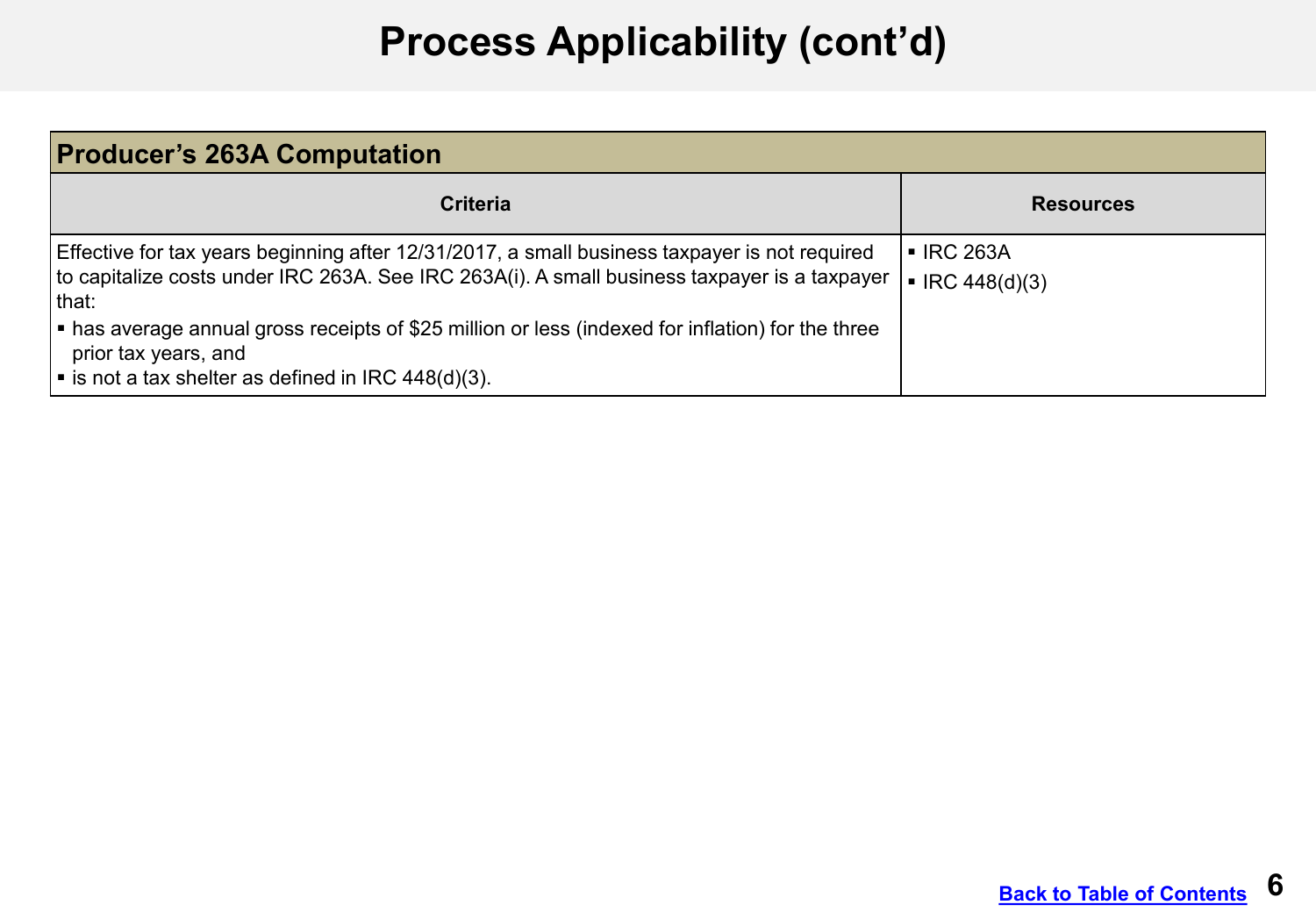# Process Applicability (cont'd)

| Producer's 263A Computation | |
|---|---|
| **Criteria** | **Resources** |
| Effective for tax years beginning after 12/31/2017, a small business taxpayer is not required to capitalize costs under IRC 263A. See IRC 263A(i). A small business taxpayer is a taxpayer that:<br>▪ has average annual gross receipts of $25 million or less (indexed for inflation) for the three prior tax years, and<br>▪ is not a tax shelter as defined in IRC 448(d)(3). | ▪ IRC 263A<br>▪ IRC 448(d)(3) |

Back to Table of Contents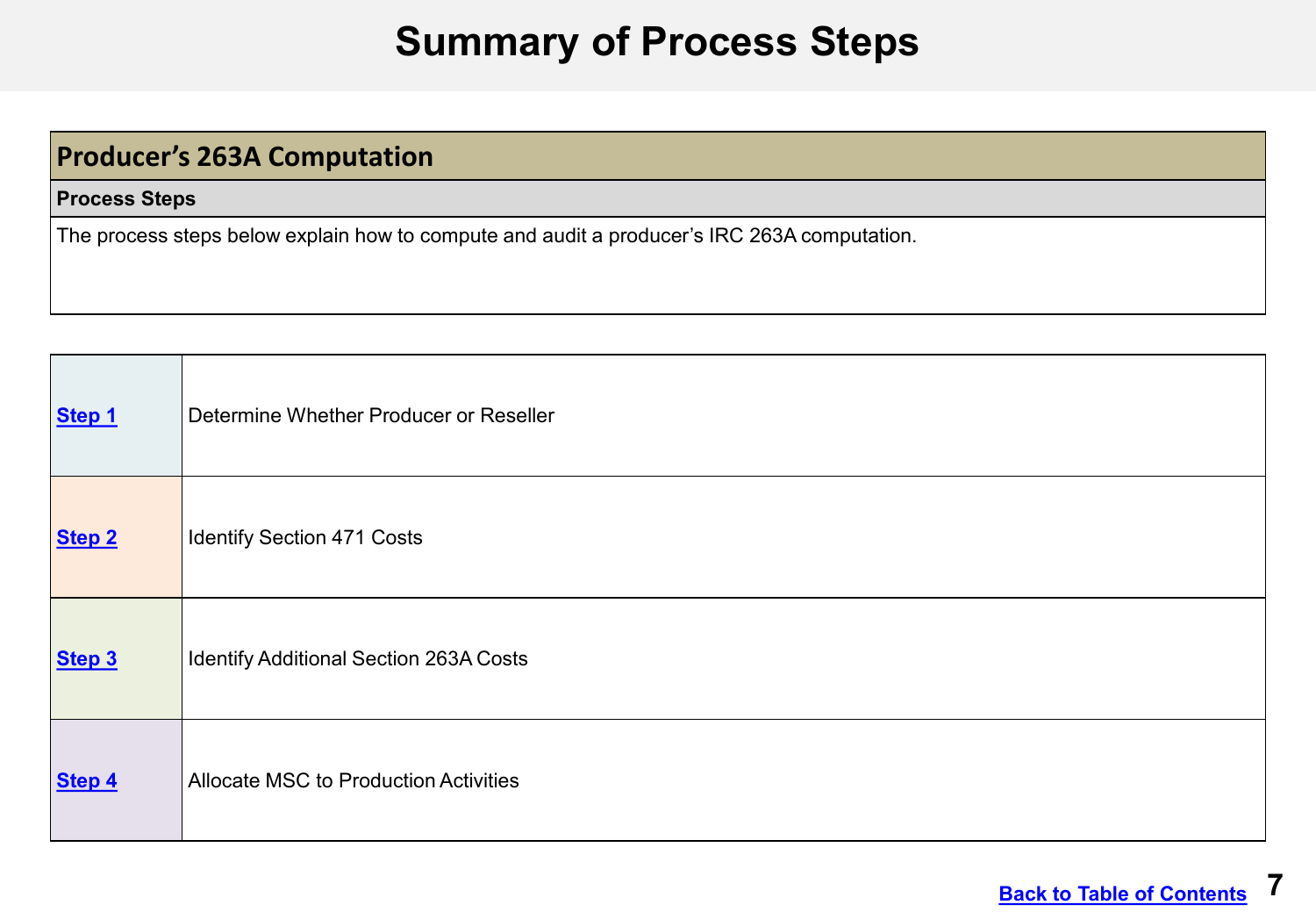# Summary of Process Steps

## Producer's 263A Computation

**Process Steps**

The process steps below explain how to compute and audit a producer's IRC 263A computation.

| | |
|---|---|
| **Step 1** | Determine Whether Producer or Reseller |
| **Step 2** | Identify Section 471 Costs |
| **Step 3** | Identify Additional Section 263A Costs |
| **Step 4** | Allocate MSC to Production Activities |

**Back to Table of Contents**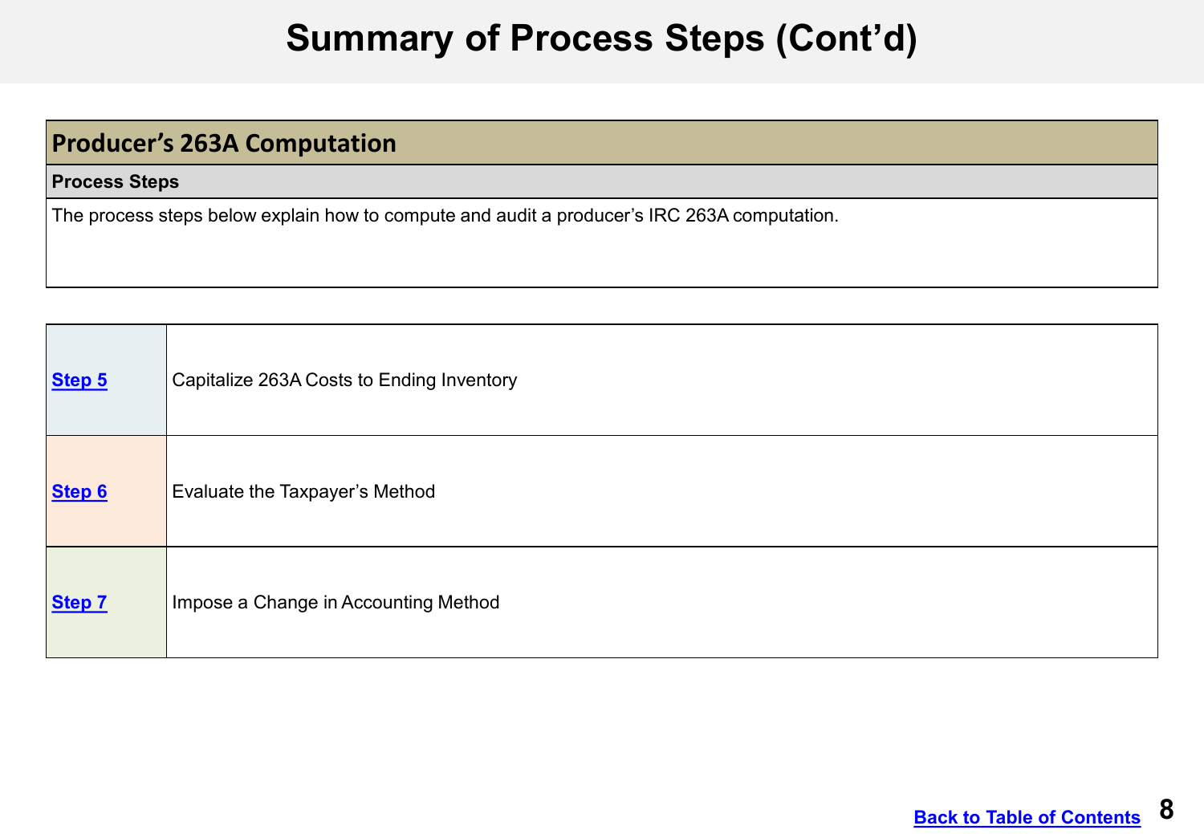# Summary of Process Steps (Cont'd)

| **Producer's 263A Computation** |
| --- |
| **Process Steps** |
| The process steps below explain how to compute and audit a producer's IRC 263A computation. |

| | |
| --- | --- |
| **Step 5** | Capitalize 263A Costs to Ending Inventory |
| **Step 6** | Evaluate the Taxpayer's Method |
| **Step 7** | Impose a Change in Accounting Method |

**Back to Table of Contents**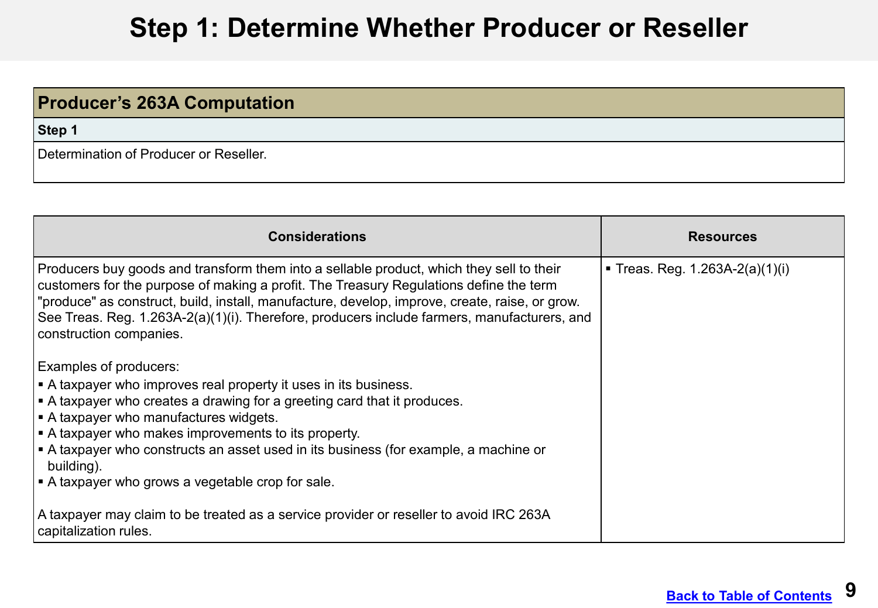# Step 1: Determine Whether Producer or Reseller

| Producer's 263A Computation |
|---|
| **Step 1** |
| Determination of Producer or Reseller. |

| Considerations | Resources |
|---|---|
| Producers buy goods and transform them into a sellable product, which they sell to their customers for the purpose of making a profit. The Treasury Regulations define the term "produce" as construct, build, install, manufacture, develop, improve, create, raise, or grow. See Treas. Reg. 1.263A-2(a)(1)(i). Therefore, producers include farmers, manufacturers, and construction companies.<br><br>Examples of producers:<br>▪ A taxpayer who improves real property it uses in its business.<br>▪ A taxpayer who creates a drawing for a greeting card that it produces.<br>▪ A taxpayer who manufactures widgets.<br>▪ A taxpayer who makes improvements to its property.<br>▪ A taxpayer who constructs an asset used in its business (for example, a machine or building).<br>▪ A taxpayer who grows a vegetable crop for sale.<br><br>A taxpayer may claim to be treated as a service provider or reseller to avoid IRC 263A capitalization rules. | ▪ Treas. Reg. 1.263A-2(a)(1)(i) |

Back to Table of Contents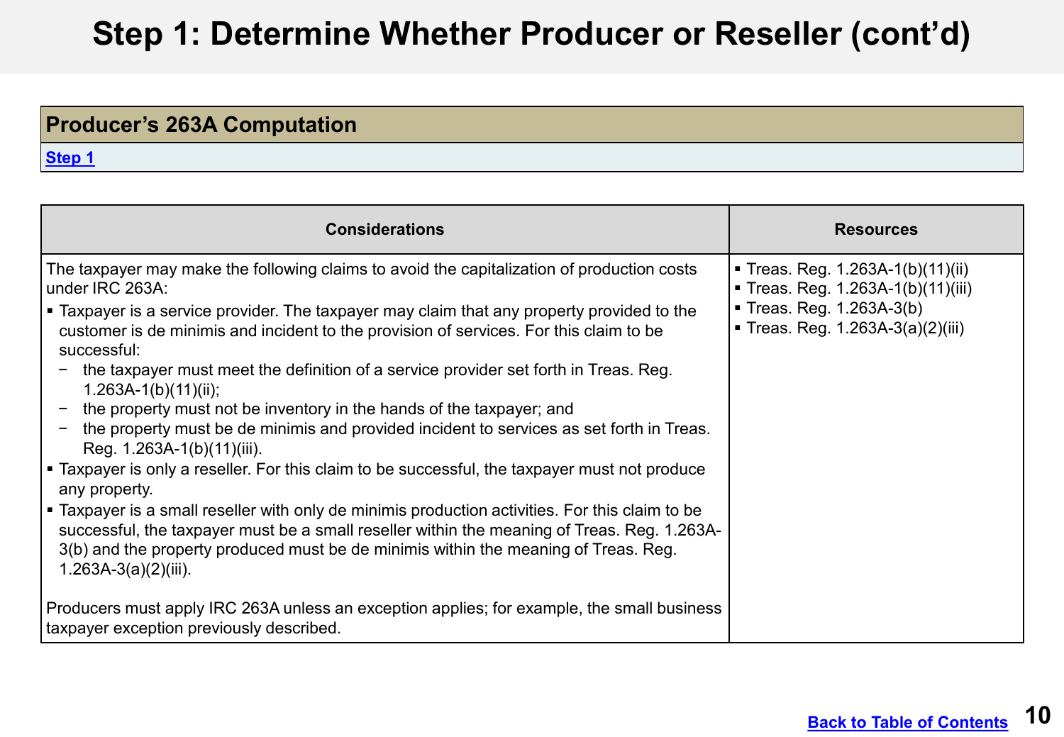# Step 1: Determine Whether Producer or Reseller (cont'd)

| Producer's 263A Computation |
| --- |
| Step 1 |

| Considerations | Resources |
| --- | --- |
| The taxpayer may make the following claims to avoid the capitalization of production costs under IRC 263A:<br>▪ Taxpayer is a service provider. The taxpayer may claim that any property provided to the customer is de minimis and incident to the provision of services. For this claim to be successful:<br>− the taxpayer must meet the definition of a service provider set forth in Treas. Reg. 1.263A-1(b)(11)(ii);<br>− the property must not be inventory in the hands of the taxpayer; and<br>− the property must be de minimis and provided incident to services as set forth in Treas. Reg. 1.263A-1(b)(11)(iii).<br>▪ Taxpayer is only a reseller. For this claim to be successful, the taxpayer must not produce any property.<br>▪ Taxpayer is a small reseller with only de minimis production activities. For this claim to be successful, the taxpayer must be a small reseller within the meaning of Treas. Reg. 1.263A-3(b) and the property produced must be de minimis within the meaning of Treas. Reg. 1.263A-3(a)(2)(iii).<br><br>Producers must apply IRC 263A unless an exception applies; for example, the small business taxpayer exception previously described. | ▪ Treas. Reg. 1.263A-1(b)(11)(ii)<br>▪ Treas. Reg. 1.263A-1(b)(11)(iii)<br>▪ Treas. Reg. 1.263A-3(b)<br>▪ Treas. Reg. 1.263A-3(a)(2)(iii) |

Back to Table of Contents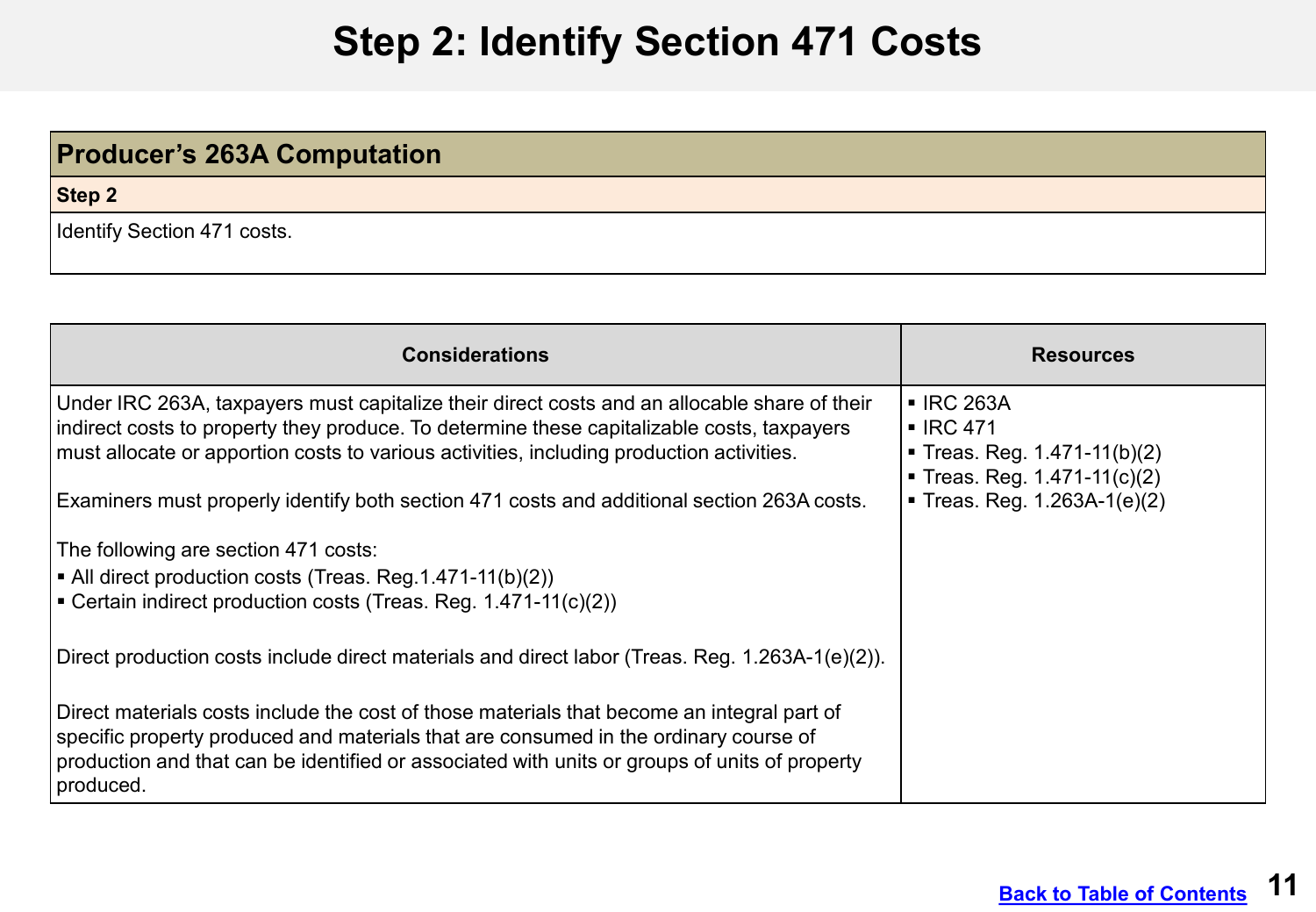# Step 2: Identify Section 471 Costs

| Producer's 263A Computation |
| --- |
| **Step 2** |
| Identify Section 471 costs. |

| Considerations | Resources |
| --- | --- |
| Under IRC 263A, taxpayers must capitalize their direct costs and an allocable share of their indirect costs to property they produce. To determine these capitalizable costs, taxpayers must allocate or apportion costs to various activities, including production activities.<br><br>Examiners must properly identify both section 471 costs and additional section 263A costs.<br><br>The following are section 471 costs:<br>▪ All direct production costs (Treas. Reg.1.471-11(b)(2))<br>▪ Certain indirect production costs (Treas. Reg. 1.471-11(c)(2))<br><br>Direct production costs include direct materials and direct labor (Treas. Reg. 1.263A-1(e)(2)).<br><br>Direct materials costs include the cost of those materials that become an integral part of specific property produced and materials that are consumed in the ordinary course of production and that can be identified or associated with units or groups of units of property produced. | ▪ IRC 263A<br>▪ IRC 471<br>▪ Treas. Reg. 1.471-11(b)(2)<br>▪ Treas. Reg. 1.471-11(c)(2)<br>▪ Treas. Reg. 1.263A-1(e)(2) |

[Back to Table of Contents]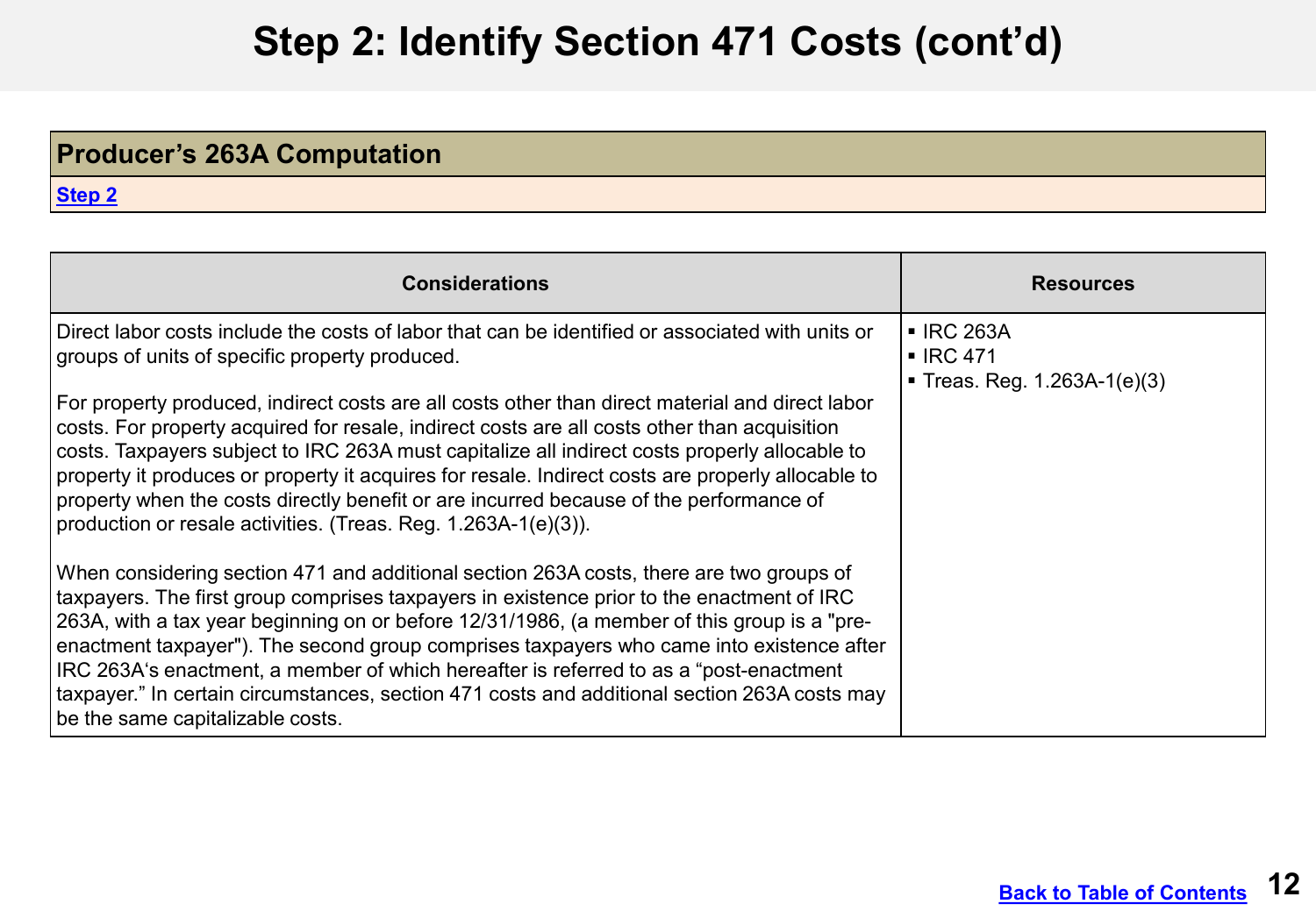# Step 2: Identify Section 471 Costs (cont'd)

| Producer's 263A Computation |
|---|
| Step 2 |

| Considerations | Resources |
|---|---|
| Direct labor costs include the costs of labor that can be identified or associated with units or groups of units of specific property produced.<br><br>For property produced, indirect costs are all costs other than direct material and direct labor costs. For property acquired for resale, indirect costs are all costs other than acquisition costs. Taxpayers subject to IRC 263A must capitalize all indirect costs properly allocable to property it produces or property it acquires for resale. Indirect costs are properly allocable to property when the costs directly benefit or are incurred because of the performance of production or resale activities. (Treas. Reg. 1.263A-1(e)(3)).<br><br>When considering section 471 and additional section 263A costs, there are two groups of taxpayers. The first group comprises taxpayers in existence prior to the enactment of IRC 263A, with a tax year beginning on or before 12/31/1986, (a member of this group is a "pre-enactment taxpayer"). The second group comprises taxpayers who came into existence after IRC 263A's enactment, a member of which hereafter is referred to as a "post-enactment taxpayer." In certain circumstances, section 471 costs and additional section 263A costs may be the same capitalizable costs. | ▪ IRC 263A<br>▪ IRC 471<br>▪ Treas. Reg. 1.263A-1(e)(3) |

Back to Table of Contents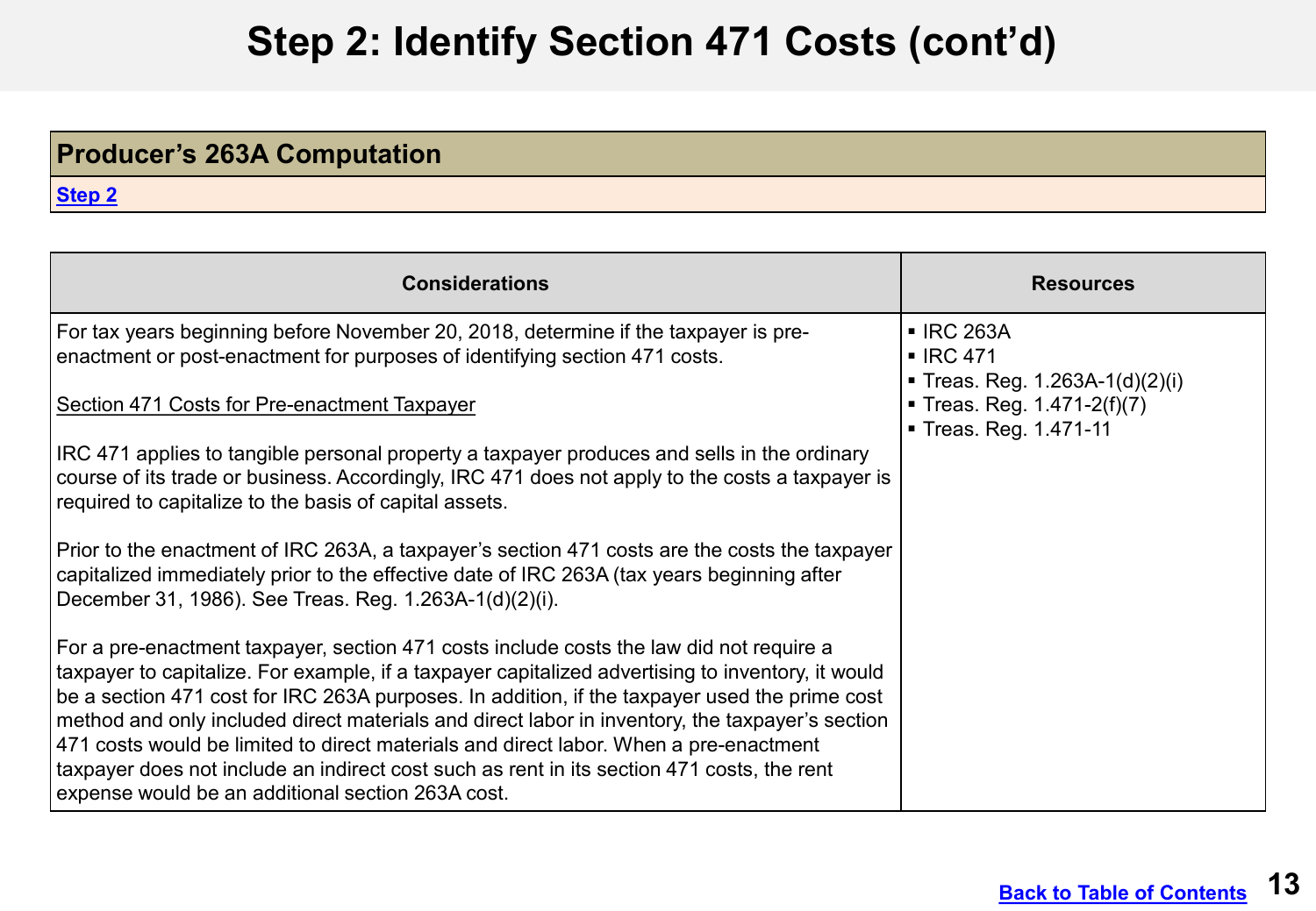# Step 2: Identify Section 471 Costs (cont'd)

| Producer's 263A Computation |
|---|
| [Step 2](#) |

| Considerations | Resources |
|---|---|
| For tax years beginning before November 20, 2018, determine if the taxpayer is pre-enactment or post-enactment for purposes of identifying section 471 costs.<br><br><u>Section 471 Costs for Pre-enactment Taxpayer</u><br><br>IRC 471 applies to tangible personal property a taxpayer produces and sells in the ordinary course of its trade or business. Accordingly, IRC 471 does not apply to the costs a taxpayer is required to capitalize to the basis of capital assets.<br><br>Prior to the enactment of IRC 263A, a taxpayer's section 471 costs are the costs the taxpayer capitalized immediately prior to the effective date of IRC 263A (tax years beginning after December 31, 1986). See Treas. Reg. 1.263A-1(d)(2)(i).<br><br>For a pre-enactment taxpayer, section 471 costs include costs the law did not require a taxpayer to capitalize. For example, if a taxpayer capitalized advertising to inventory, it would be a section 471 cost for IRC 263A purposes. In addition, if the taxpayer used the prime cost method and only included direct materials and direct labor in inventory, the taxpayer's section 471 costs would be limited to direct materials and direct labor. When a pre-enactment taxpayer does not include an indirect cost such as rent in its section 471 costs, the rent expense would be an additional section 263A cost. | ▪ IRC 263A<br>▪ IRC 471<br>▪ Treas. Reg. 1.263A-1(d)(2)(i)<br>▪ Treas. Reg. 1.471-2(f)(7)<br>▪ Treas. Reg. 1.471-11 |

[Back to Table of Contents](#)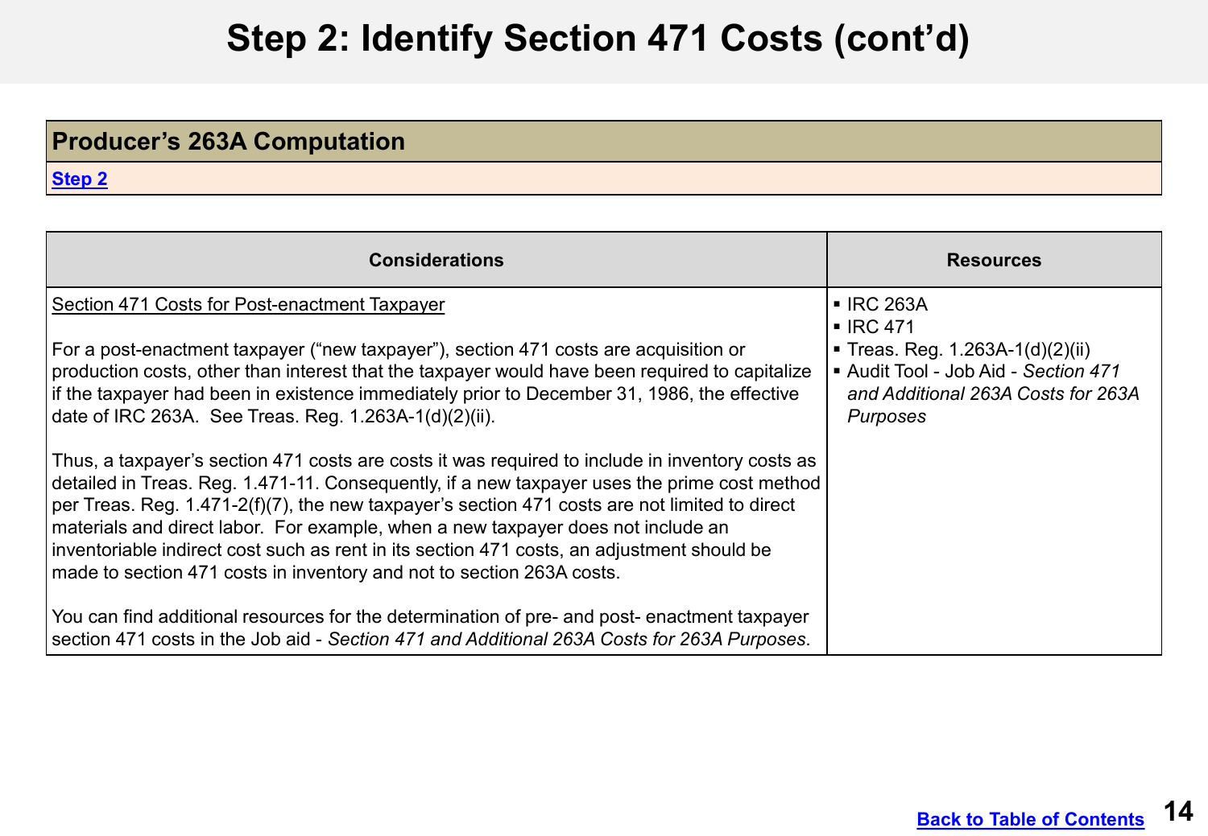# Step 2: Identify Section 471 Costs (cont'd)

| **Producer's 263A Computation** |
|---|
| Step 2 |

| Considerations | Resources |
|---|---|
| Section 471 Costs for Post-enactment Taxpayer<br><br>For a post-enactment taxpayer ("new taxpayer"), section 471 costs are acquisition or production costs, other than interest that the taxpayer would have been required to capitalize if the taxpayer had been in existence immediately prior to December 31, 1986, the effective date of IRC 263A. See Treas. Reg. 1.263A-1(d)(2)(ii).<br><br>Thus, a taxpayer's section 471 costs are costs it was required to include in inventory costs as detailed in Treas. Reg. 1.471-11. Consequently, if a new taxpayer uses the prime cost method per Treas. Reg. 1.471-2(f)(7), the new taxpayer's section 471 costs are not limited to direct materials and direct labor. For example, when a new taxpayer does not include an inventoriable indirect cost such as rent in its section 471 costs, an adjustment should be made to section 471 costs in inventory and not to section 263A costs.<br><br>You can find additional resources for the determination of pre- and post- enactment taxpayer section 471 costs in the Job aid - *Section 471 and Additional 263A Costs for 263A Purposes*. | ▪ IRC 263A<br>▪ IRC 471<br>▪ Treas. Reg. 1.263A-1(d)(2)(ii)<br>▪ Audit Tool - Job Aid - *Section 471 and Additional 263A Costs for 263A Purposes* |

Back to Table of Contents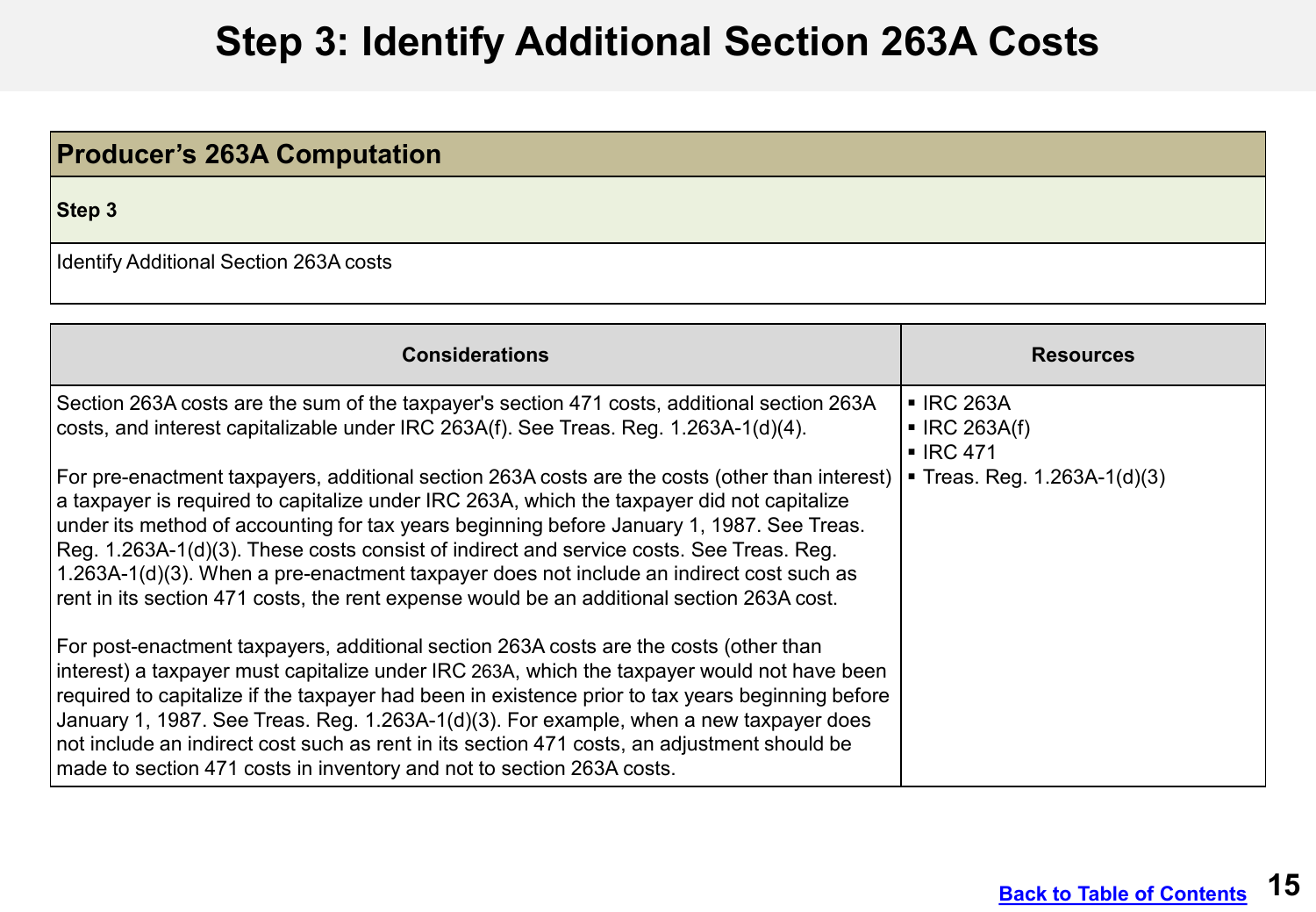# Step 3: Identify Additional Section 263A Costs

| Producer's 263A Computation |
| --- |
| **Step 3** |
| Identify Additional Section 263A costs |

| Considerations | Resources |
| --- | --- |
| Section 263A costs are the sum of the taxpayer's section 471 costs, additional section 263A costs, and interest capitalizable under IRC 263A(f). See Treas. Reg. 1.263A-1(d)(4).<br><br>For pre-enactment taxpayers, additional section 263A costs are the costs (other than interest) a taxpayer is required to capitalize under IRC 263A, which the taxpayer did not capitalize under its method of accounting for tax years beginning before January 1, 1987. See Treas. Reg. 1.263A-1(d)(3). These costs consist of indirect and service costs. See Treas. Reg. 1.263A-1(d)(3). When a pre-enactment taxpayer does not include an indirect cost such as rent in its section 471 costs, the rent expense would be an additional section 263A cost.<br><br>For post-enactment taxpayers, additional section 263A costs are the costs (other than interest) a taxpayer must capitalize under IRC 263A, which the taxpayer would not have been required to capitalize if the taxpayer had been in existence prior to tax years beginning before January 1, 1987. See Treas. Reg. 1.263A-1(d)(3). For example, when a new taxpayer does not include an indirect cost such as rent in its section 471 costs, an adjustment should be made to section 471 costs in inventory and not to section 263A costs. | ▪ IRC 263A<br>▪ IRC 263A(f)<br>▪ IRC 471<br>▪ Treas. Reg. 1.263A-1(d)(3) |

[Back to Table of Contents]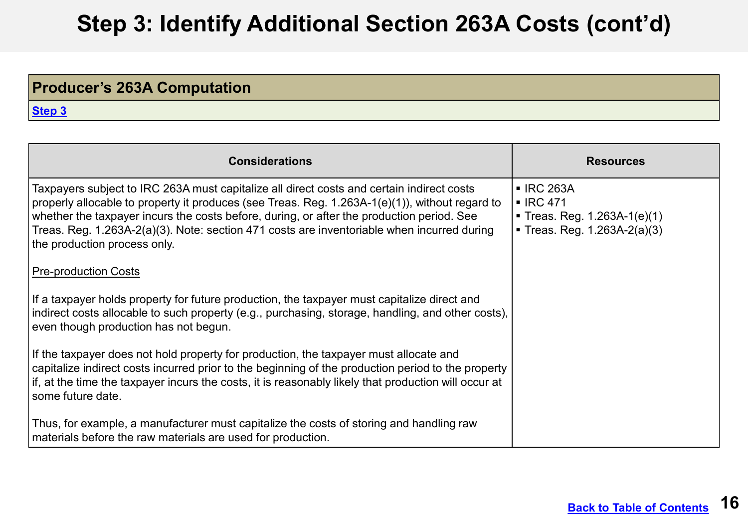# Step 3: Identify Additional Section 263A Costs (cont'd)

| Producer's 263A Computation |
| --- |
| Step 3 |

| Considerations | Resources |
| --- | --- |
| Taxpayers subject to IRC 263A must capitalize all direct costs and certain indirect costs properly allocable to property it produces (see Treas. Reg. 1.263A-1(e)(1)), without regard to whether the taxpayer incurs the costs before, during, or after the production period. See Treas. Reg. 1.263A-2(a)(3). Note: section 471 costs are inventoriable when incurred during the production process only.<br><br><u>Pre-production Costs</u><br><br>If a taxpayer holds property for future production, the taxpayer must capitalize direct and indirect costs allocable to such property (e.g., purchasing, storage, handling, and other costs), even though production has not begun.<br><br>If the taxpayer does not hold property for production, the taxpayer must allocate and capitalize indirect costs incurred prior to the beginning of the production period to the property if, at the time the taxpayer incurs the costs, it is reasonably likely that production will occur at some future date.<br><br>Thus, for example, a manufacturer must capitalize the costs of storing and handling raw materials before the raw materials are used for production. | ▪ IRC 263A<br>▪ IRC 471<br>▪ Treas. Reg. 1.263A-1(e)(1)<br>▪ Treas. Reg. 1.263A-2(a)(3) |

Back to Table of Contents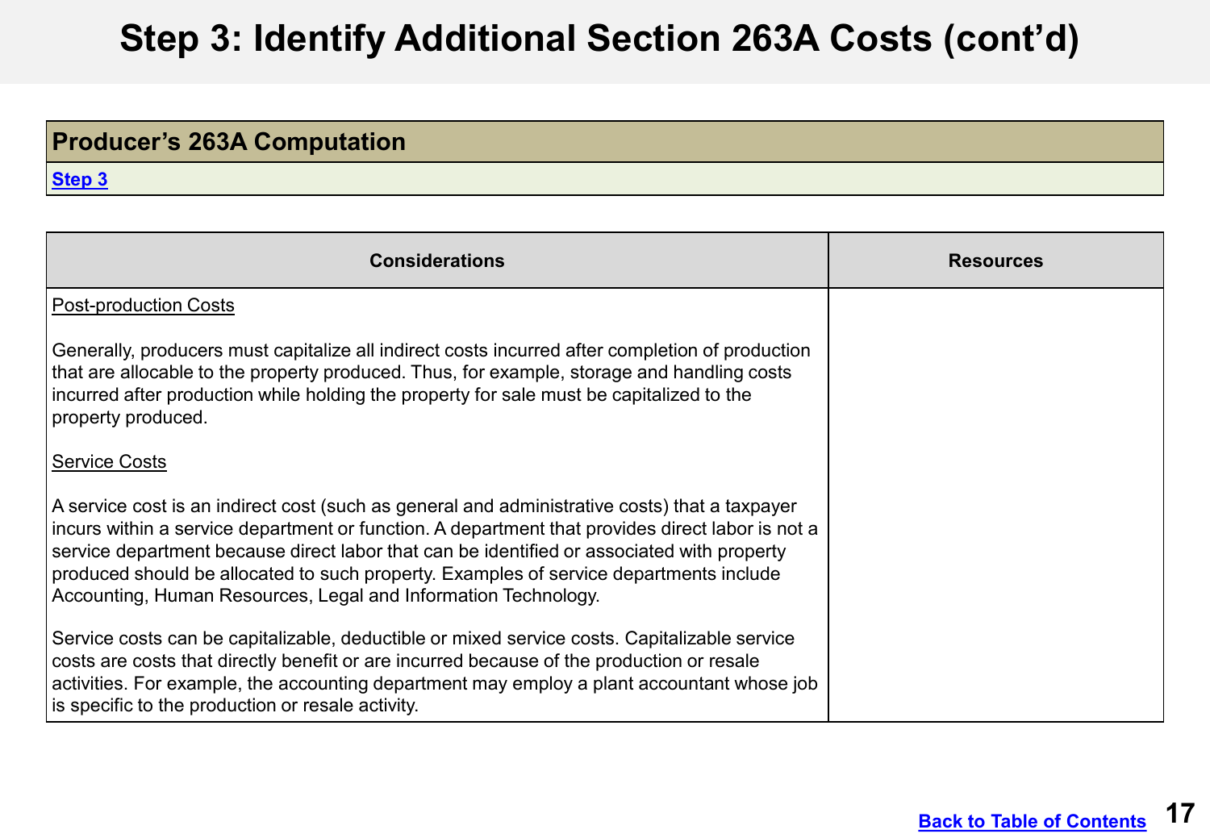# Step 3: Identify Additional Section 263A Costs (cont'd)

| Producer's 263A Computation |
|---|
| Step 3 |

| Considerations | Resources |
|---|---|
| Post-production Costs<br><br>Generally, producers must capitalize all indirect costs incurred after completion of production that are allocable to the property produced. Thus, for example, storage and handling costs incurred after production while holding the property for sale must be capitalized to the property produced.<br><br>Service Costs<br><br>A service cost is an indirect cost (such as general and administrative costs) that a taxpayer incurs within a service department or function. A department that provides direct labor is not a service department because direct labor that can be identified or associated with property produced should be allocated to such property. Examples of service departments include Accounting, Human Resources, Legal and Information Technology.<br><br>Service costs can be capitalizable, deductible or mixed service costs. Capitalizable service costs are costs that directly benefit or are incurred because of the production or resale activities. For example, the accounting department may employ a plant accountant whose job is specific to the production or resale activity. | |

Back to Table of Contents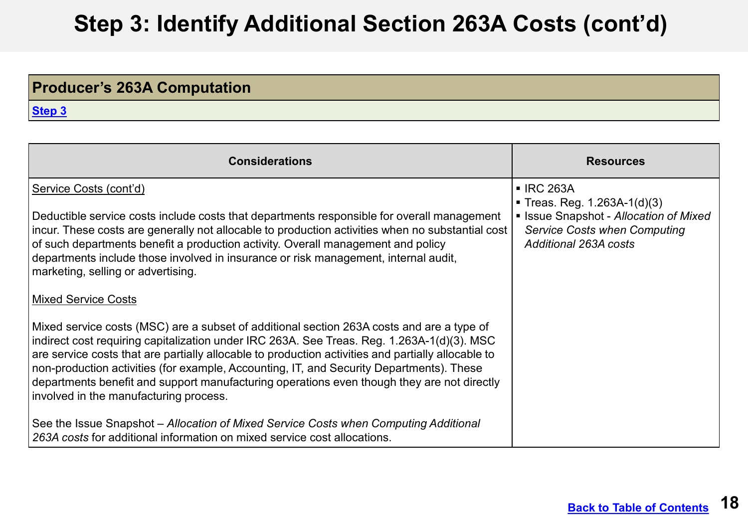# Step 3: Identify Additional Section 263A Costs (cont'd)

| Producer's 263A Computation |
|---|
| Step 3 |

| Considerations | Resources |
|---|---|
| Service Costs (cont'd)<br><br>Deductible service costs include costs that departments responsible for overall management incur. These costs are generally not allocable to production activities when no substantial cost of such departments benefit a production activity. Overall management and policy departments include those involved in insurance or risk management, internal audit, marketing, selling or advertising.<br><br>Mixed Service Costs<br><br>Mixed service costs (MSC) are a subset of additional section 263A costs and are a type of indirect cost requiring capitalization under IRC 263A. See Treas. Reg. 1.263A-1(d)(3). MSC are service costs that are partially allocable to production activities and partially allocable to non-production activities (for example, Accounting, IT, and Security Departments). These departments benefit and support manufacturing operations even though they are not directly involved in the manufacturing process.<br><br>See the Issue Snapshot – *Allocation of Mixed Service Costs when Computing Additional 263A costs* for additional information on mixed service cost allocations. | ▪ IRC 263A<br>▪ Treas. Reg. 1.263A-1(d)(3)<br>▪ Issue Snapshot - *Allocation of Mixed Service Costs when Computing Additional 263A costs* |

Back to Table of Contents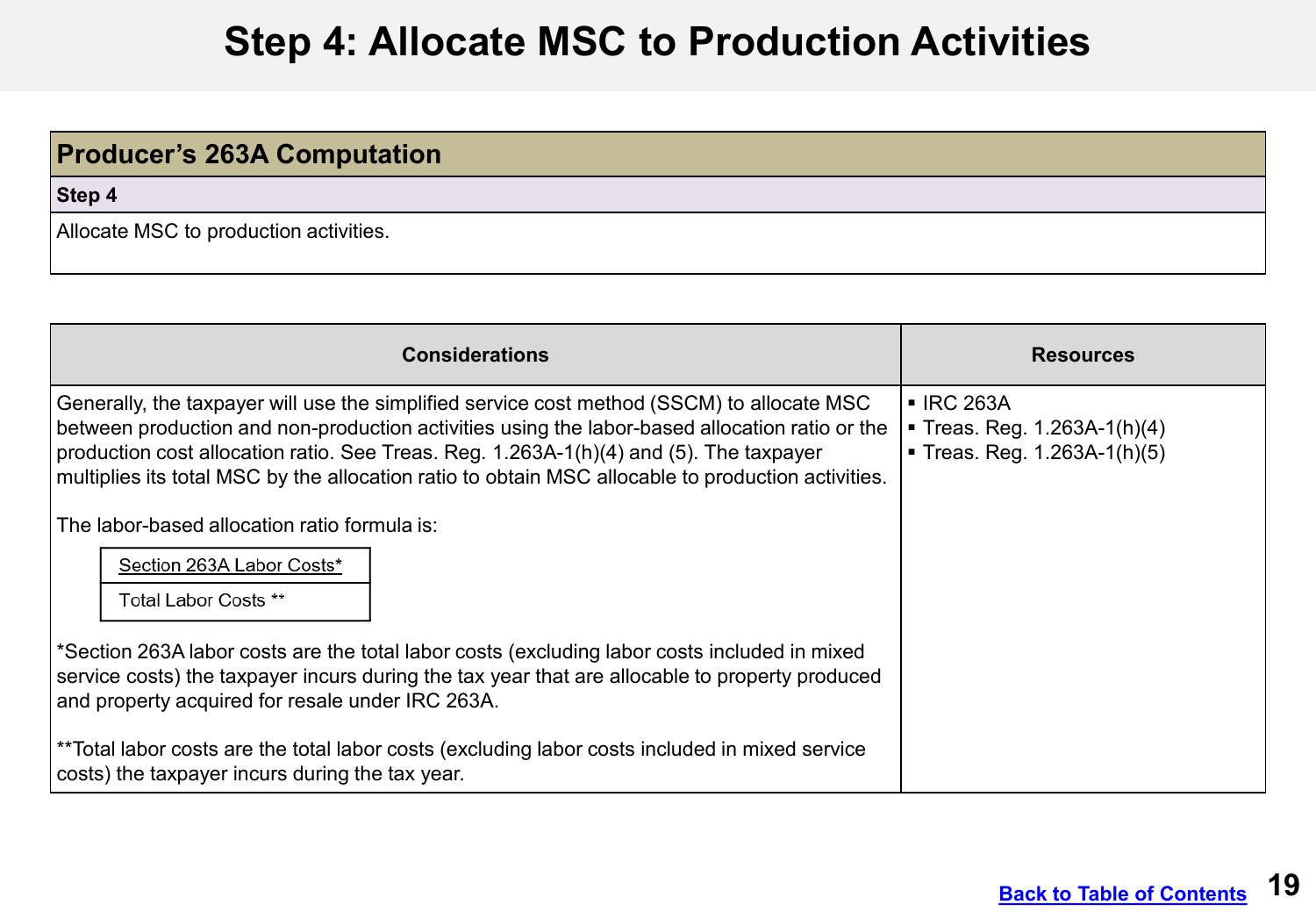# Step 4: Allocate MSC to Production Activities

| Producer's 263A Computation |
|---|
| **Step 4** |
| Allocate MSC to production activities. |

| Considerations | Resources |
|---|---|
| Generally, the taxpayer will use the simplified service cost method (SSCM) to allocate MSC between production and non-production activities using the labor-based allocation ratio or the production cost allocation ratio. See Treas. Reg. 1.263A-1(h)(4) and (5). The taxpayer multiplies its total MSC by the allocation ratio to obtain MSC allocable to production activities.<br><br>The labor-based allocation ratio formula is:<br><br>$$\frac{\text{Section 263A Labor Costs*}}{\text{Total Labor Costs **}}$$<br><br>*Section 263A labor costs are the total labor costs (excluding labor costs included in mixed service costs) the taxpayer incurs during the tax year that are allocable to property produced and property acquired for resale under IRC 263A.<br><br>**Total labor costs are the total labor costs (excluding labor costs included in mixed service costs) the taxpayer incurs during the tax year. | ▪ IRC 263A<br>▪ Treas. Reg. 1.263A-1(h)(4)<br>▪ Treas. Reg. 1.263A-1(h)(5) |

Back to Table of Contents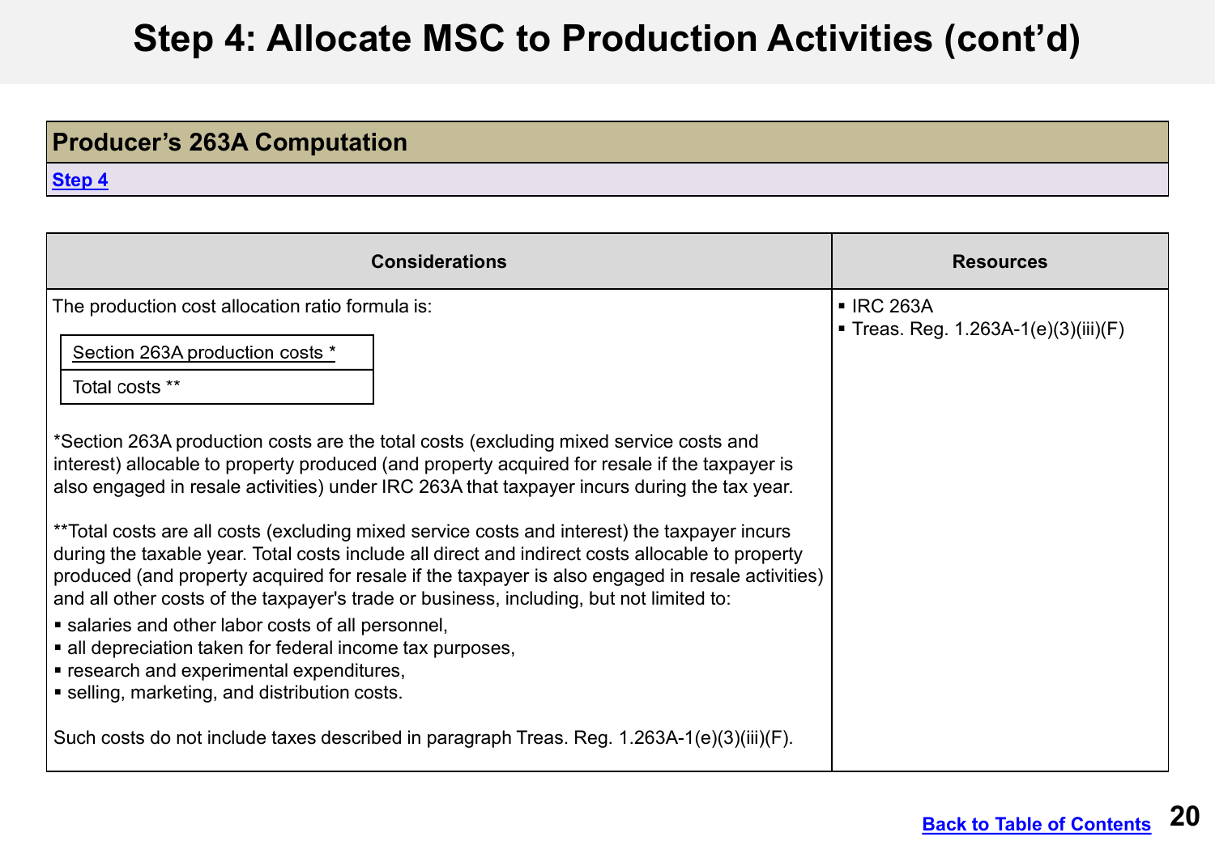# Step 4: Allocate MSC to Production Activities (cont'd)

| **Producer's 263A Computation** |
| --- |
| [Step 4](#) |

| Considerations | Resources |
| --- | --- |
| The production cost allocation ratio formula is:<br><br>Section 263A production costs *<br>―――――――――――――<br>Total costs **<br><br>*Section 263A production costs are the total costs (excluding mixed service costs and interest) allocable to property produced (and property acquired for resale if the taxpayer is also engaged in resale activities) under IRC 263A that taxpayer incurs during the tax year.<br><br>**Total costs are all costs (excluding mixed service costs and interest) the taxpayer incurs during the taxable year. Total costs include all direct and indirect costs allocable to property produced (and property acquired for resale if the taxpayer is also engaged in resale activities) and all other costs of the taxpayer's trade or business, including, but not limited to:<br>▪ salaries and other labor costs of all personnel,<br>▪ all depreciation taken for federal income tax purposes,<br>▪ research and experimental expenditures,<br>▪ selling, marketing, and distribution costs.<br><br>Such costs do not include taxes described in paragraph Treas. Reg. 1.263A-1(e)(3)(iii)(F). | ▪ IRC 263A<br>▪ Treas. Reg. 1.263A-1(e)(3)(iii)(F) |

[Back to Table of Contents](#)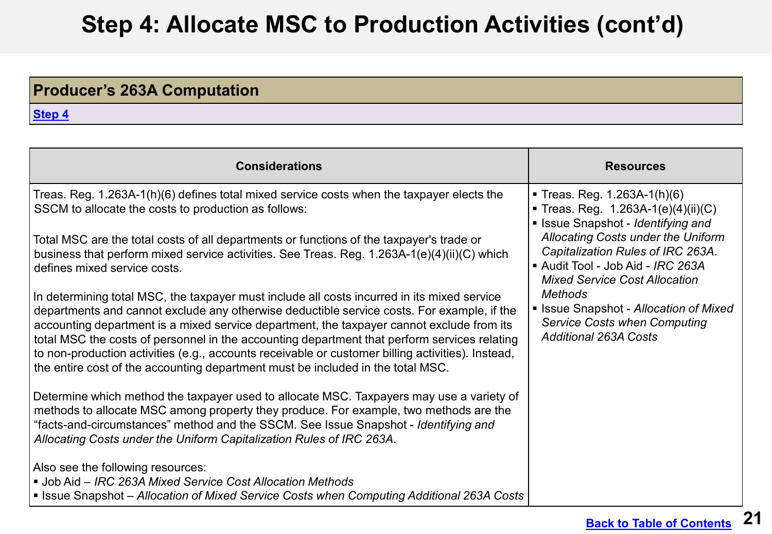# Step 4: Allocate MSC to Production Activities (cont'd)

| Producer's 263A Computation |
|---|
| Step 4 |

| Considerations | Resources |
|---|---|
| Treas. Reg. 1.263A-1(h)(6) defines total mixed service costs when the taxpayer elects the SSCM to allocate the costs to production as follows:<br><br>Total MSC are the total costs of all departments or functions of the taxpayer's trade or business that perform mixed service activities. See Treas. Reg. 1.263A-1(e)(4)(ii)(C) which defines mixed service costs.<br><br>In determining total MSC, the taxpayer must include all costs incurred in its mixed service departments and cannot exclude any otherwise deductible service costs. For example, if the accounting department is a mixed service department, the taxpayer cannot exclude from its total MSC the costs of personnel in the accounting department that perform services relating to non-production activities (e.g., accounts receivable or customer billing activities). Instead, the entire cost of the accounting department must be included in the total MSC.<br><br>Determine which method the taxpayer used to allocate MSC. Taxpayers may use a variety of methods to allocate MSC among property they produce. For example, two methods are the "facts-and-circumstances" method and the SSCM. See Issue Snapshot - *Identifying and Allocating Costs under the Uniform Capitalization Rules of IRC 263A*.<br><br>Also see the following resources:<br>▪ Job Aid – *IRC 263A Mixed Service Cost Allocation Methods*<br>▪ Issue Snapshot – *Allocation of Mixed Service Costs when Computing Additional 263A Costs* | ▪ Treas. Reg. 1.263A-1(h)(6)<br>▪ Treas. Reg. 1.263A-1(e)(4)(ii)(C)<br>▪ Issue Snapshot - *Identifying and Allocating Costs under the Uniform Capitalization Rules of IRC 263A*.<br>▪ Audit Tool - Job Aid - *IRC 263A Mixed Service Cost Allocation Methods*<br>▪ Issue Snapshot - *Allocation of Mixed Service Costs when Computing Additional 263A Costs* |

Back to Table of Contents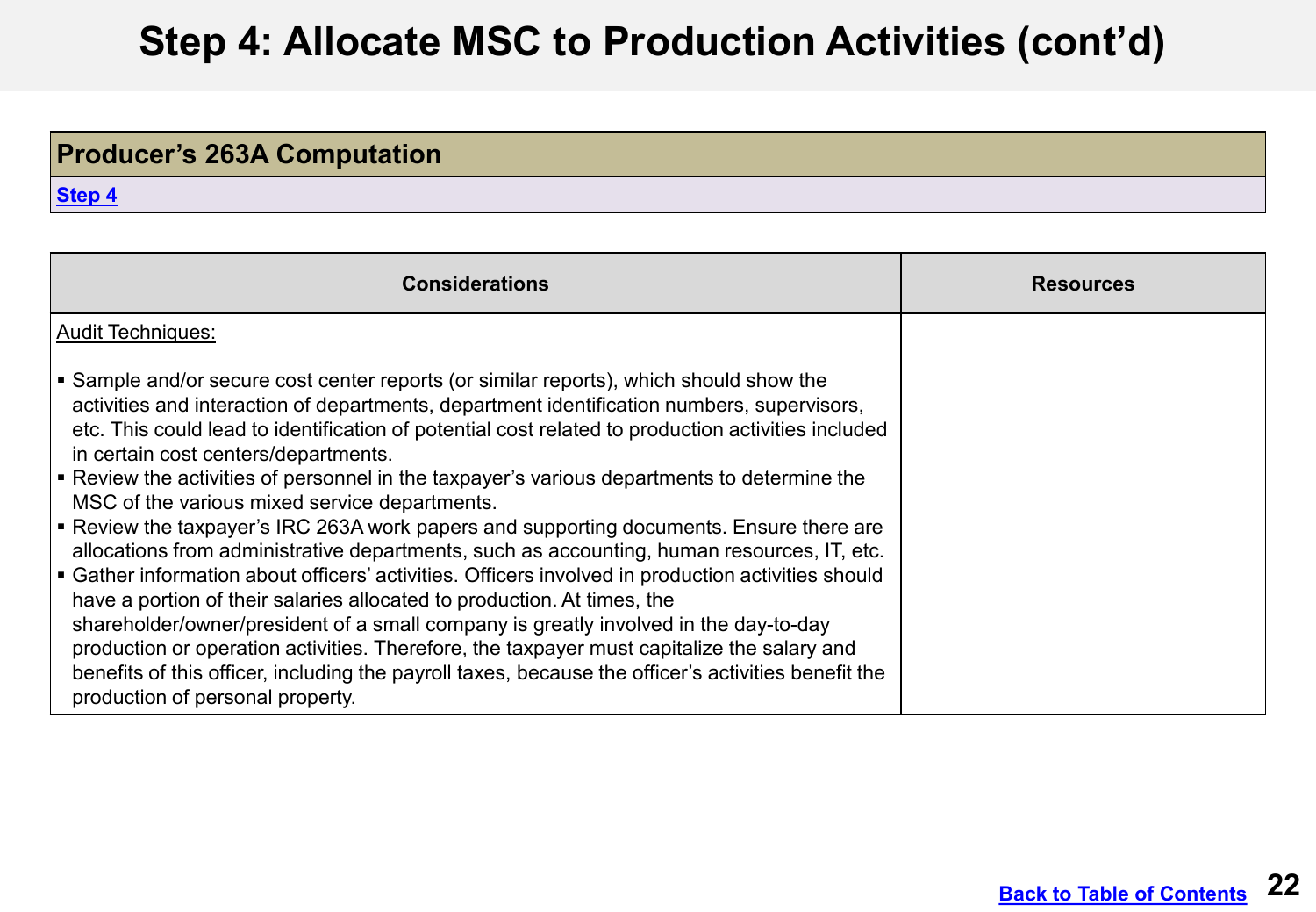# Step 4: Allocate MSC to Production Activities (cont'd)

| Producer's 263A Computation |
|---|
| Step 4 |

| Considerations | Resources |
|---|---|
| Audit Techniques:<br><br>▪ Sample and/or secure cost center reports (or similar reports), which should show the activities and interaction of departments, department identification numbers, supervisors, etc. This could lead to identification of potential cost related to production activities included in certain cost centers/departments.<br>▪ Review the activities of personnel in the taxpayer's various departments to determine the MSC of the various mixed service departments.<br>▪ Review the taxpayer's IRC 263A work papers and supporting documents. Ensure there are allocations from administrative departments, such as accounting, human resources, IT, etc.<br>▪ Gather information about officers' activities. Officers involved in production activities should have a portion of their salaries allocated to production. At times, the shareholder/owner/president of a small company is greatly involved in the day-to-day production or operation activities. Therefore, the taxpayer must capitalize the salary and benefits of this officer, including the payroll taxes, because the officer's activities benefit the production of personal property. | |

Back to Table of Contents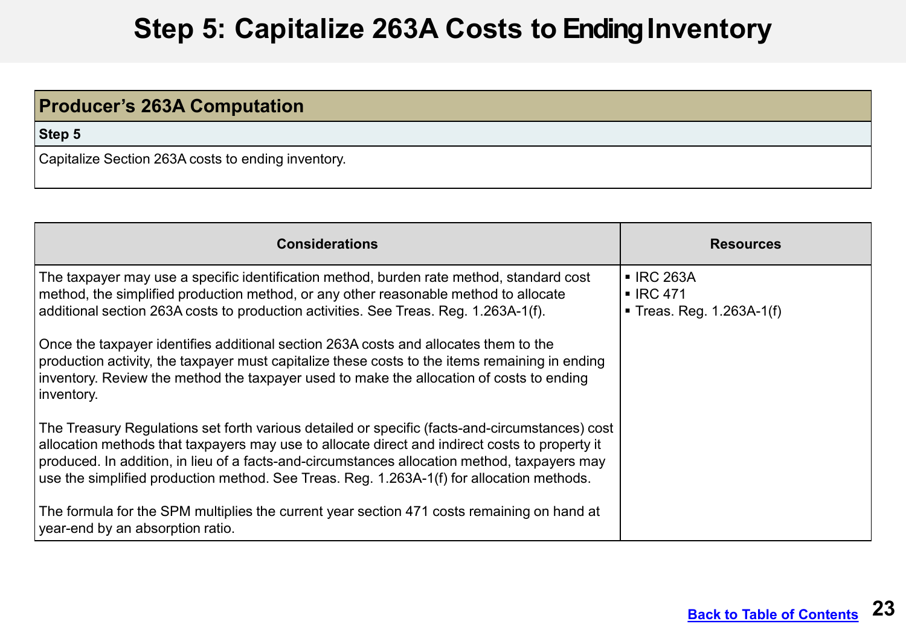# Step 5: Capitalize 263A Costs to Ending Inventory

| Producer's 263A Computation |
| --- |
| **Step 5** |
| Capitalize Section 263A costs to ending inventory. |

| Considerations | Resources |
| --- | --- |
| The taxpayer may use a specific identification method, burden rate method, standard cost method, the simplified production method, or any other reasonable method to allocate additional section 263A costs to production activities. See Treas. Reg. 1.263A-1(f).<br><br>Once the taxpayer identifies additional section 263A costs and allocates them to the production activity, the taxpayer must capitalize these costs to the items remaining in ending inventory. Review the method the taxpayer used to make the allocation of costs to ending inventory.<br><br>The Treasury Regulations set forth various detailed or specific (facts-and-circumstances) cost allocation methods that taxpayers may use to allocate direct and indirect costs to property it produced. In addition, in lieu of a facts-and-circumstances allocation method, taxpayers may use the simplified production method. See Treas. Reg. 1.263A-1(f) for allocation methods.<br><br>The formula for the SPM multiplies the current year section 471 costs remaining on hand at year-end by an absorption ratio. | ▪ IRC 263A<br>▪ IRC 471<br>▪ Treas. Reg. 1.263A-1(f) |

Back to Table of Contents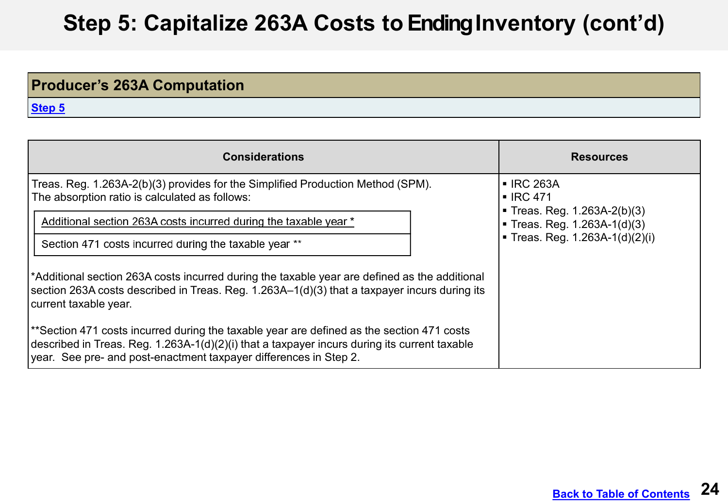# Step 5: Capitalize 263A Costs to Ending Inventory (cont'd)

| Producer's 263A Computation |
|---|
| Step 5 |

| Considerations | Resources |
|---|---|
| Treas. Reg. 1.263A-2(b)(3) provides for the Simplified Production Method (SPM). The absorption ratio is calculated as follows: $$\frac{\text{Additional section 263A costs incurred during the taxable year *}}{\text{Section 471 costs incurred during the taxable year **}}$$ *Additional section 263A costs incurred during the taxable year are defined as the additional section 263A costs described in Treas. Reg. 1.263A–1(d)(3) that a taxpayer incurs during its current taxable year. <br><br> **Section 471 costs incurred during the taxable year are defined as the section 471 costs described in Treas. Reg. 1.263A-1(d)(2)(i) that a taxpayer incurs during its current taxable year. See pre- and post-enactment taxpayer differences in Step 2. | ▪ IRC 263A <br> ▪ IRC 471 <br> ▪ Treas. Reg. 1.263A-2(b)(3) <br> ▪ Treas. Reg. 1.263A-1(d)(3) <br> ▪ Treas. Reg. 1.263A-1(d)(2)(i) |

Back to Table of Contents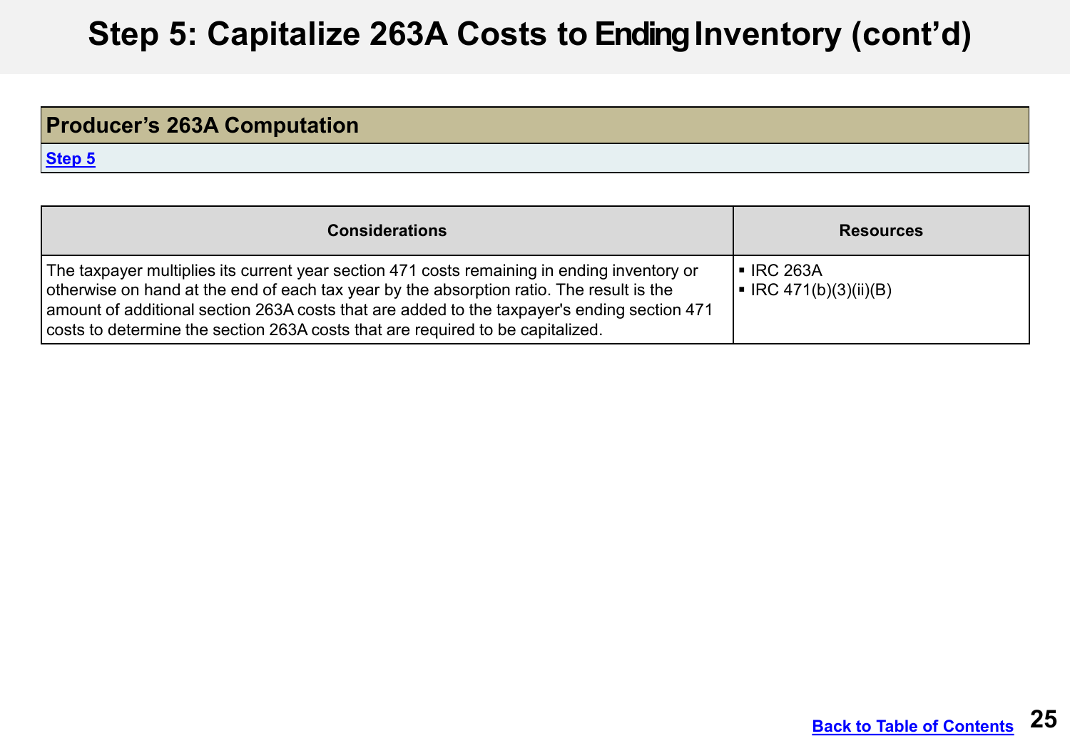# Step 5: Capitalize 263A Costs to Ending Inventory (cont'd)

| Producer's 263A Computation |
|---|
| Step 5 |

| Considerations | Resources |
|---|---|
| The taxpayer multiplies its current year section 471 costs remaining in ending inventory or otherwise on hand at the end of each tax year by the absorption ratio. The result is the amount of additional section 263A costs that are added to the taxpayer's ending section 471 costs to determine the section 263A costs that are required to be capitalized. | ▪ IRC 263A<br>▪ IRC 471(b)(3)(ii)(B) |

Back to Table of Contents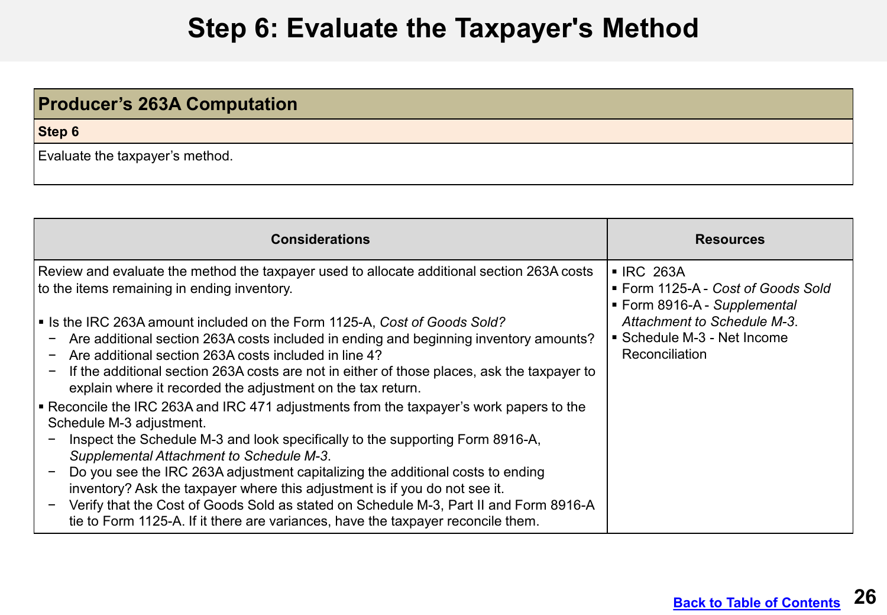# Step 6: Evaluate the Taxpayer's Method

| Producer's 263A Computation |
|---|
| **Step 6** |
| Evaluate the taxpayer's method. |

| Considerations | Resources |
|---|---|
| Review and evaluate the method the taxpayer used to allocate additional section 263A costs to the items remaining in ending inventory.<br><br>▪ Is the IRC 263A amount included on the Form 1125-A, *Cost of Goods Sold?*<br>− Are additional section 263A costs included in ending and beginning inventory amounts?<br>− Are additional section 263A costs included in line 4?<br>− If the additional section 263A costs are not in either of those places, ask the taxpayer to explain where it recorded the adjustment on the tax return.<br>▪ Reconcile the IRC 263A and IRC 471 adjustments from the taxpayer's work papers to the Schedule M-3 adjustment.<br>− Inspect the Schedule M-3 and look specifically to the supporting Form 8916-A, *Supplemental Attachment to Schedule M-3*.<br>− Do you see the IRC 263A adjustment capitalizing the additional costs to ending inventory? Ask the taxpayer where this adjustment is if you do not see it.<br>− Verify that the Cost of Goods Sold as stated on Schedule M-3, Part II and Form 8916-A tie to Form 1125-A. If it there are variances, have the taxpayer reconcile them. | ▪ IRC 263A<br>▪ Form 1125-A - *Cost of Goods Sold*<br>▪ Form 8916-A - *Supplemental Attachment to Schedule M-3*.<br>▪ Schedule M-3 - Net Income Reconciliation |

Back to Table of Contents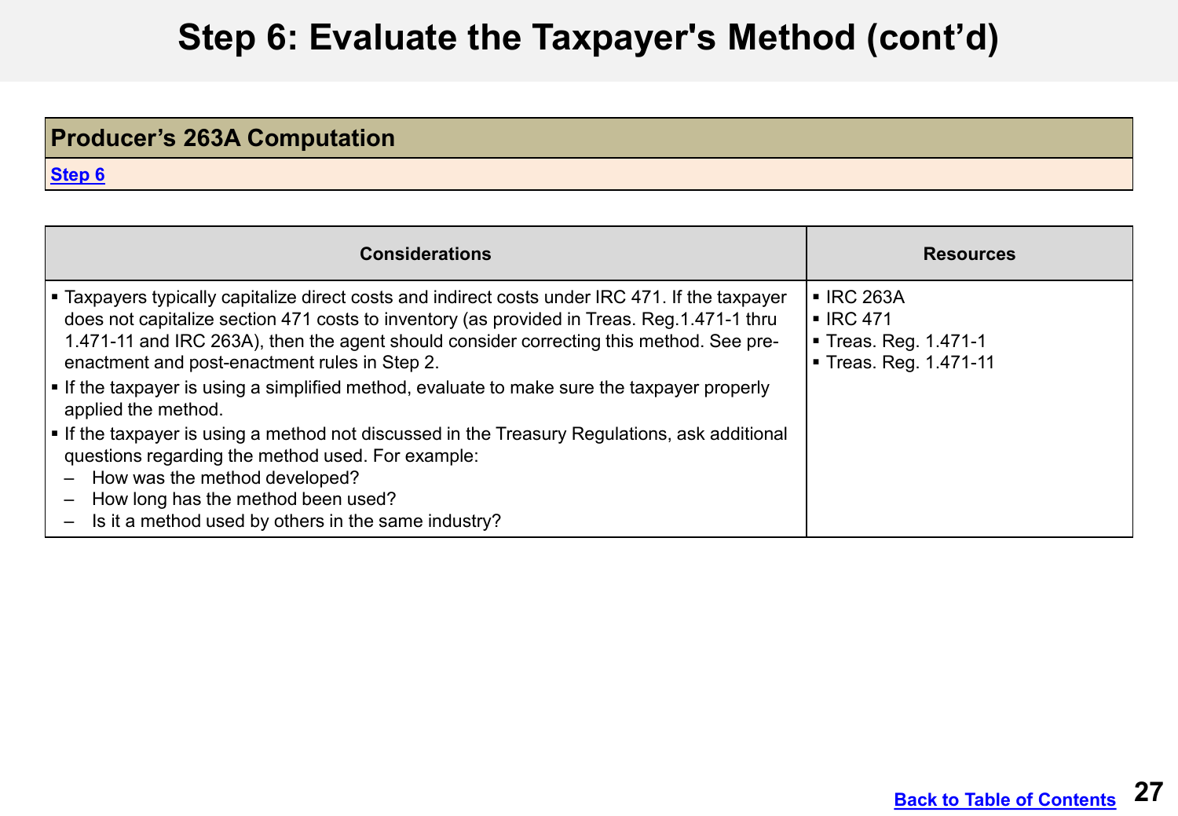# Step 6: Evaluate the Taxpayer's Method (cont'd)

| Producer's 263A Computation |
|---|
| [Step 6] |

| Considerations | Resources |
|---|---|
| ▪ Taxpayers typically capitalize direct costs and indirect costs under IRC 471. If the taxpayer does not capitalize section 471 costs to inventory (as provided in Treas. Reg.1.471-1 thru 1.471-11 and IRC 263A), then the agent should consider correcting this method. See pre-enactment and post-enactment rules in Step 2.<br>▪ If the taxpayer is using a simplified method, evaluate to make sure the taxpayer properly applied the method.<br>▪ If the taxpayer is using a method not discussed in the Treasury Regulations, ask additional questions regarding the method used. For example:<br>– How was the method developed?<br>– How long has the method been used?<br>– Is it a method used by others in the same industry? | ▪ IRC 263A<br>▪ IRC 471<br>▪ Treas. Reg. 1.471-1<br>▪ Treas. Reg. 1.471-11 |

[Back to Table of Contents]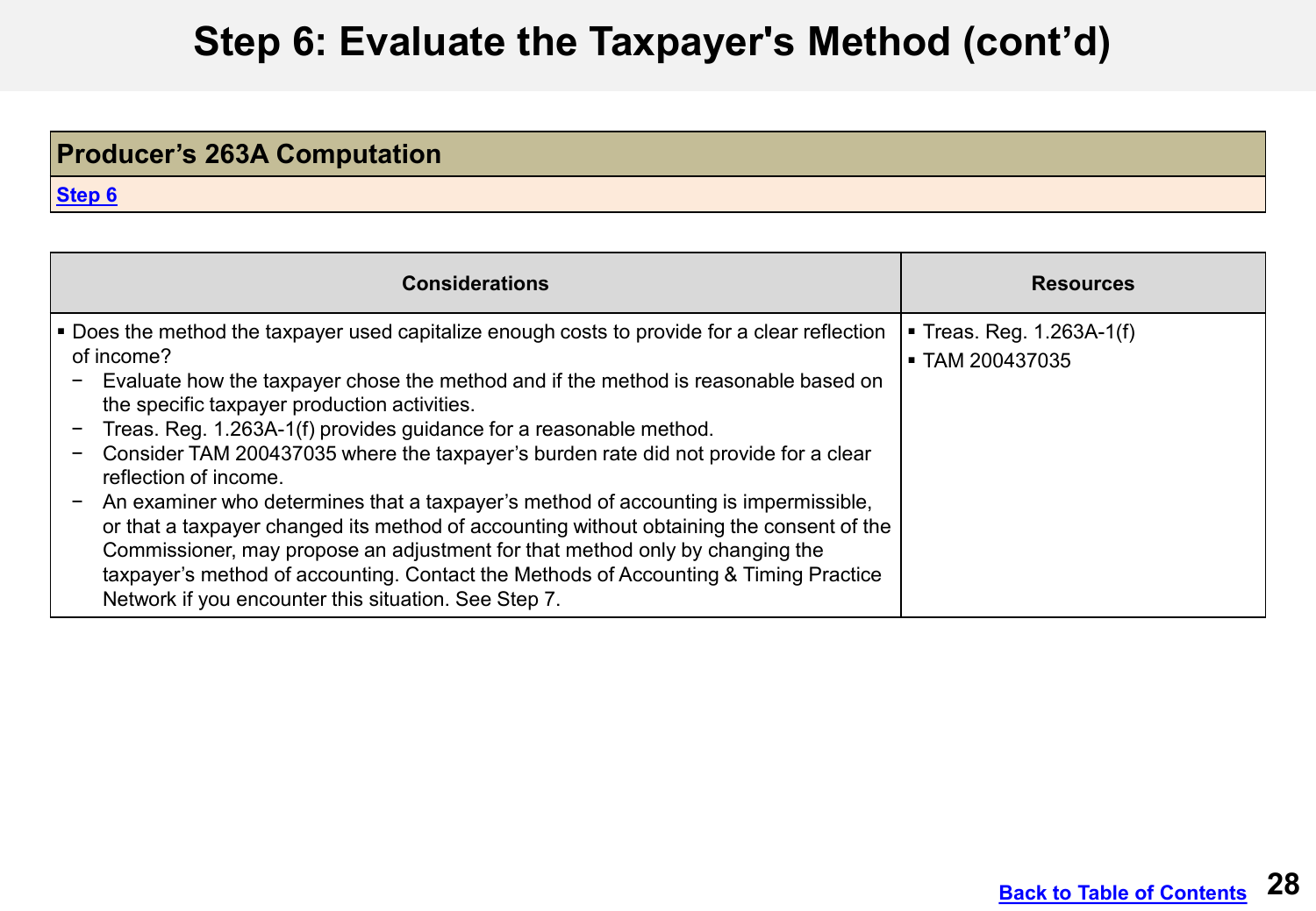# Step 6: Evaluate the Taxpayer's Method (cont'd)

| Producer's 263A Computation |
|---|
| Step 6 |

| Considerations | Resources |
|---|---|
| ▪ Does the method the taxpayer used capitalize enough costs to provide for a clear reflection of income?<br>− Evaluate how the taxpayer chose the method and if the method is reasonable based on the specific taxpayer production activities.<br>− Treas. Reg. 1.263A-1(f) provides guidance for a reasonable method.<br>− Consider TAM 200437035 where the taxpayer's burden rate did not provide for a clear reflection of income.<br>− An examiner who determines that a taxpayer's method of accounting is impermissible, or that a taxpayer changed its method of accounting without obtaining the consent of the Commissioner, may propose an adjustment for that method only by changing the taxpayer's method of accounting. Contact the Methods of Accounting & Timing Practice Network if you encounter this situation. See Step 7. | ▪ Treas. Reg. 1.263A-1(f)<br>▪ TAM 200437035 |

Back to Table of Contents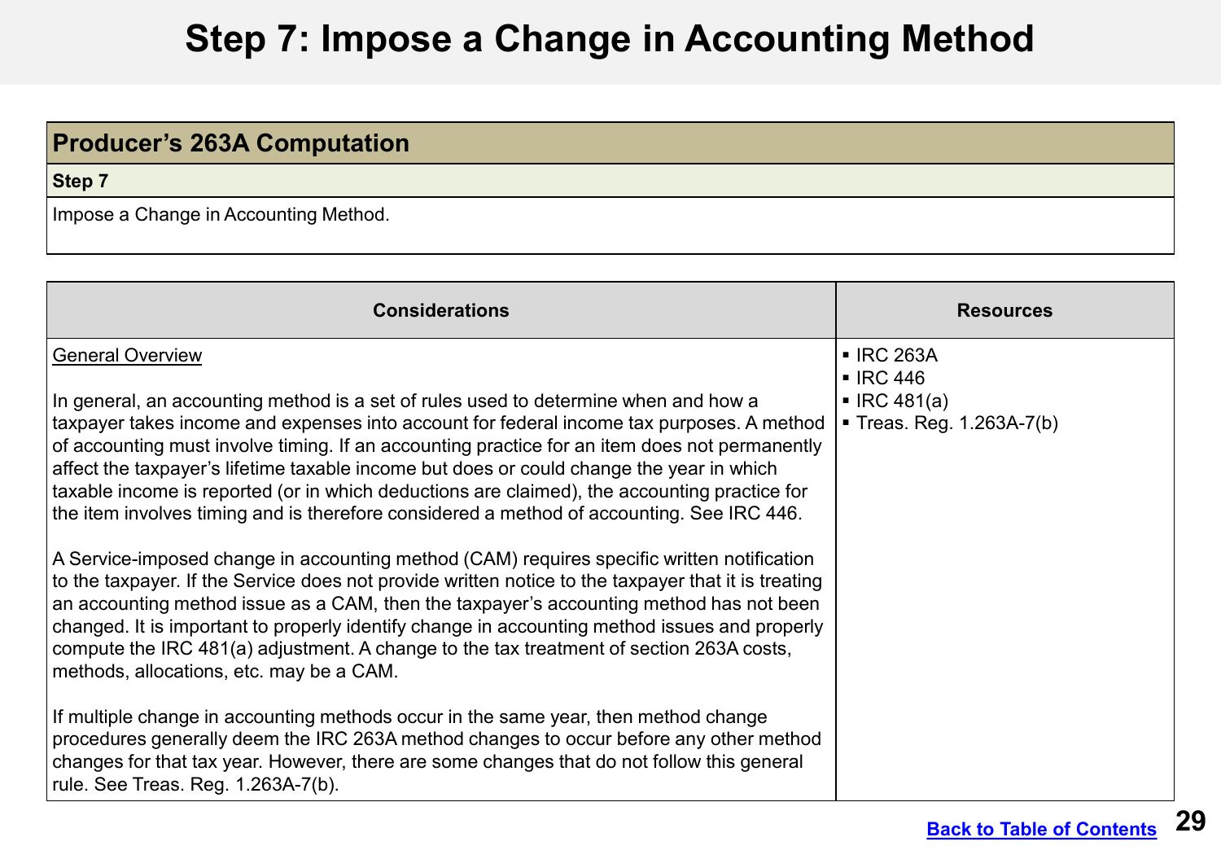# Step 7: Impose a Change in Accounting Method

| Producer's 263A Computation |
|---|
| **Step 7** |
| Impose a Change in Accounting Method. |

| Considerations | Resources |
|---|---|
| General Overview<br><br>In general, an accounting method is a set of rules used to determine when and how a taxpayer takes income and expenses into account for federal income tax purposes. A method of accounting must involve timing. If an accounting practice for an item does not permanently affect the taxpayer's lifetime taxable income but does or could change the year in which taxable income is reported (or in which deductions are claimed), the accounting practice for the item involves timing and is therefore considered a method of accounting. See IRC 446.<br><br>A Service-imposed change in accounting method (CAM) requires specific written notification to the taxpayer. If the Service does not provide written notice to the taxpayer that it is treating an accounting method issue as a CAM, then the taxpayer's accounting method has not been changed. It is important to properly identify change in accounting method issues and properly compute the IRC 481(a) adjustment. A change to the tax treatment of section 263A costs, methods, allocations, etc. may be a CAM.<br><br>If multiple change in accounting methods occur in the same year, then method change procedures generally deem the IRC 263A method changes to occur before any other method changes for that tax year. However, there are some changes that do not follow this general rule. See Treas. Reg. 1.263A-7(b). | ▪ IRC 263A<br>▪ IRC 446<br>▪ IRC 481(a)<br>▪ Treas. Reg. 1.263A-7(b) |

Back to Table of Contents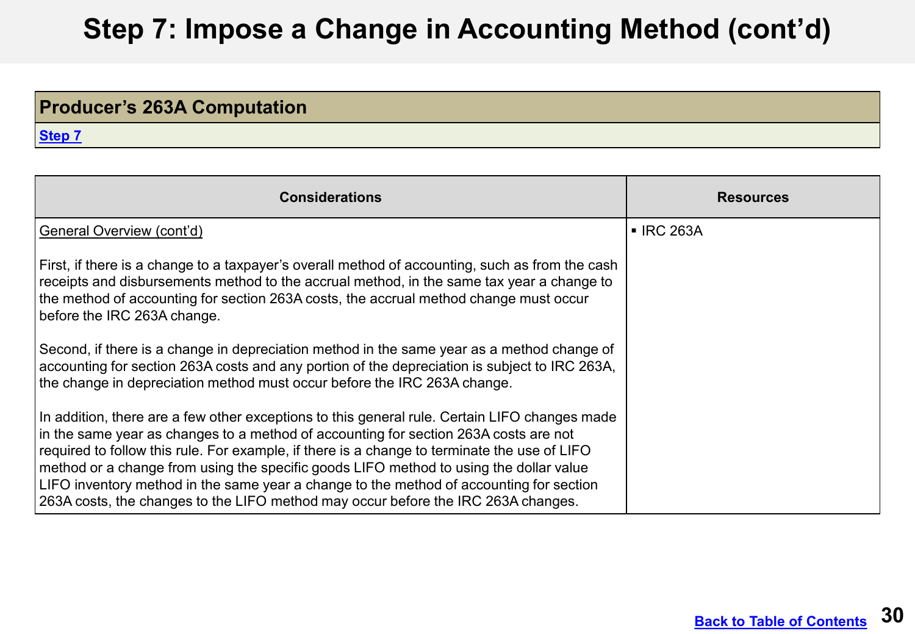# Step 7: Impose a Change in Accounting Method (cont'd)

| **Producer's 263A Computation** |
|---|
| Step 7 |

| Considerations | Resources |
|---|---|
| General Overview (cont'd)<br><br>First, if there is a change to a taxpayer's overall method of accounting, such as from the cash receipts and disbursements method to the accrual method, in the same tax year a change to the method of accounting for section 263A costs, the accrual method change must occur before the IRC 263A change.<br><br>Second, if there is a change in depreciation method in the same year as a method change of accounting for section 263A costs and any portion of the depreciation is subject to IRC 263A, the change in depreciation method must occur before the IRC 263A change.<br><br>In addition, there are a few other exceptions to this general rule. Certain LIFO changes made in the same year as changes to a method of accounting for section 263A costs are not required to follow this rule. For example, if there is a change to terminate the use of LIFO method or a change from using the specific goods LIFO method to using the dollar value LIFO inventory method in the same year a change to the method of accounting for section 263A costs, the changes to the LIFO method may occur before the IRC 263A changes. | ▪ IRC 263A |

Back to Table of Contents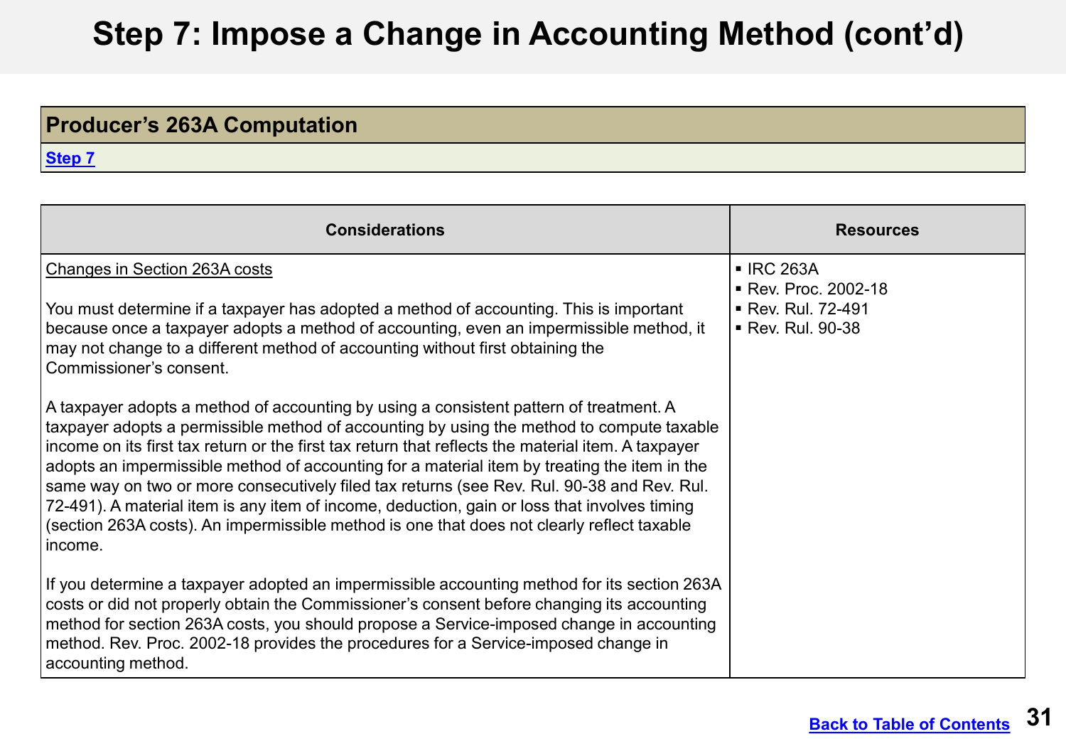# Step 7: Impose a Change in Accounting Method (cont'd)

| Producer's 263A Computation |
|---|
| Step 7 |

| Considerations | Resources |
|---|---|
| Changes in Section 263A costs<br><br>You must determine if a taxpayer has adopted a method of accounting. This is important because once a taxpayer adopts a method of accounting, even an impermissible method, it may not change to a different method of accounting without first obtaining the Commissioner's consent.<br><br>A taxpayer adopts a method of accounting by using a consistent pattern of treatment. A taxpayer adopts a permissible method of accounting by using the method to compute taxable income on its first tax return or the first tax return that reflects the material item. A taxpayer adopts an impermissible method of accounting for a material item by treating the item in the same way on two or more consecutively filed tax returns (see Rev. Rul. 90-38 and Rev. Rul. 72-491). A material item is any item of income, deduction, gain or loss that involves timing (section 263A costs). An impermissible method is one that does not clearly reflect taxable income.<br><br>If you determine a taxpayer adopted an impermissible accounting method for its section 263A costs or did not properly obtain the Commissioner's consent before changing its accounting method for section 263A costs, you should propose a Service-imposed change in accounting method. Rev. Proc. 2002-18 provides the procedures for a Service-imposed change in accounting method. | ▪ IRC 263A<br>▪ Rev. Proc. 2002-18<br>▪ Rev. Rul. 72-491<br>▪ Rev. Rul. 90-38 |

Back to Table of Contents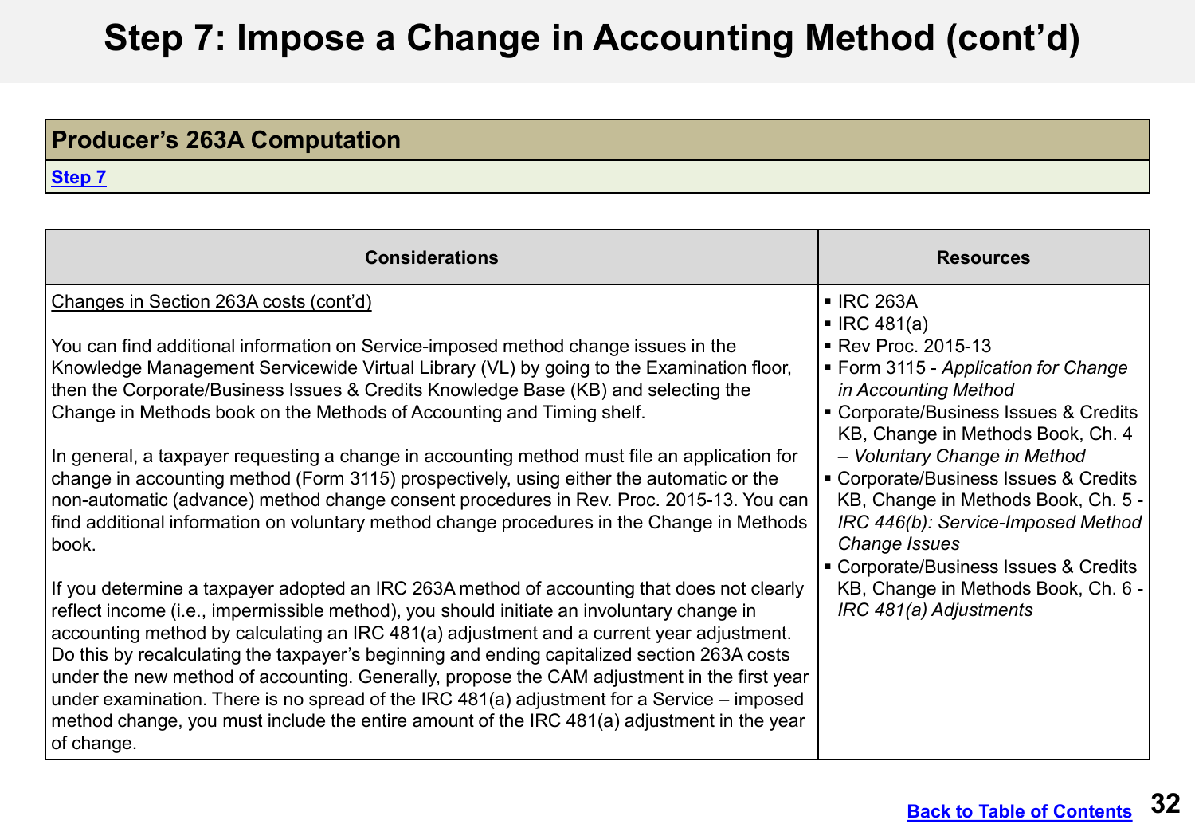# Step 7: Impose a Change in Accounting Method (cont'd)

| **Producer's 263A Computation** |
|---|
| Step 7 |

| Considerations | Resources |
|---|---|
| Changes in Section 263A costs (cont'd)<br><br>You can find additional information on Service-imposed method change issues in the Knowledge Management Servicewide Virtual Library (VL) by going to the Examination floor, then the Corporate/Business Issues & Credits Knowledge Base (KB) and selecting the Change in Methods book on the Methods of Accounting and Timing shelf.<br><br>In general, a taxpayer requesting a change in accounting method must file an application for change in accounting method (Form 3115) prospectively, using either the automatic or the non-automatic (advance) method change consent procedures in Rev. Proc. 2015-13. You can find additional information on voluntary method change procedures in the Change in Methods book.<br><br>If you determine a taxpayer adopted an IRC 263A method of accounting that does not clearly reflect income (i.e., impermissible method), you should initiate an involuntary change in accounting method by calculating an IRC 481(a) adjustment and a current year adjustment. Do this by recalculating the taxpayer's beginning and ending capitalized section 263A costs under the new method of accounting. Generally, propose the CAM adjustment in the first year under examination. There is no spread of the IRC 481(a) adjustment for a Service – imposed method change, you must include the entire amount of the IRC 481(a) adjustment in the year of change. | ▪ IRC 263A<br>▪ IRC 481(a)<br>▪ Rev Proc. 2015-13<br>▪ Form 3115 - *Application for Change in Accounting Method*<br>▪ Corporate/Business Issues & Credits KB, Change in Methods Book, Ch. 4 – *Voluntary Change in Method*<br>▪ Corporate/Business Issues & Credits KB, Change in Methods Book, Ch. 5 - *IRC 446(b): Service-Imposed Method Change Issues*<br>▪ Corporate/Business Issues & Credits KB, Change in Methods Book, Ch. 6 - *IRC 481(a) Adjustments* |

Back to Table of Contents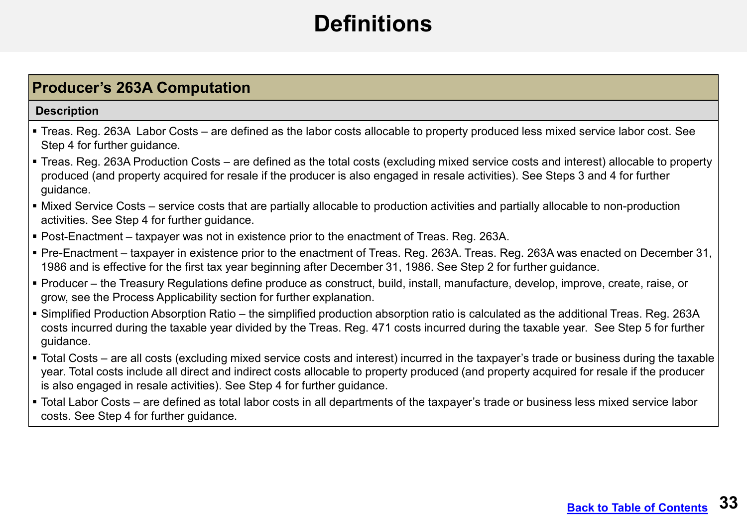# Definitions

## Producer's 263A Computation

**Description**

- Treas. Reg. 263A Labor Costs – are defined as the labor costs allocable to property produced less mixed service labor cost. See Step 4 for further guidance.
- Treas. Reg. 263A Production Costs – are defined as the total costs (excluding mixed service costs and interest) allocable to property produced (and property acquired for resale if the producer is also engaged in resale activities). See Steps 3 and 4 for further guidance.
- Mixed Service Costs – service costs that are partially allocable to production activities and partially allocable to non-production activities. See Step 4 for further guidance.
- Post-Enactment – taxpayer was not in existence prior to the enactment of Treas. Reg. 263A.
- Pre-Enactment – taxpayer in existence prior to the enactment of Treas. Reg. 263A. Treas. Reg. 263A was enacted on December 31, 1986 and is effective for the first tax year beginning after December 31, 1986. See Step 2 for further guidance.
- Producer – the Treasury Regulations define produce as construct, build, install, manufacture, develop, improve, create, raise, or grow, see the Process Applicability section for further explanation.
- Simplified Production Absorption Ratio – the simplified production absorption ratio is calculated as the additional Treas. Reg. 263A costs incurred during the taxable year divided by the Treas. Reg. 471 costs incurred during the taxable year. See Step 5 for further guidance.
- Total Costs – are all costs (excluding mixed service costs and interest) incurred in the taxpayer's trade or business during the taxable year. Total costs include all direct and indirect costs allocable to property produced (and property acquired for resale if the producer is also engaged in resale activities). See Step 4 for further guidance.
- Total Labor Costs – are defined as total labor costs in all departments of the taxpayer's trade or business less mixed service labor costs. See Step 4 for further guidance.

Back to Table of Contents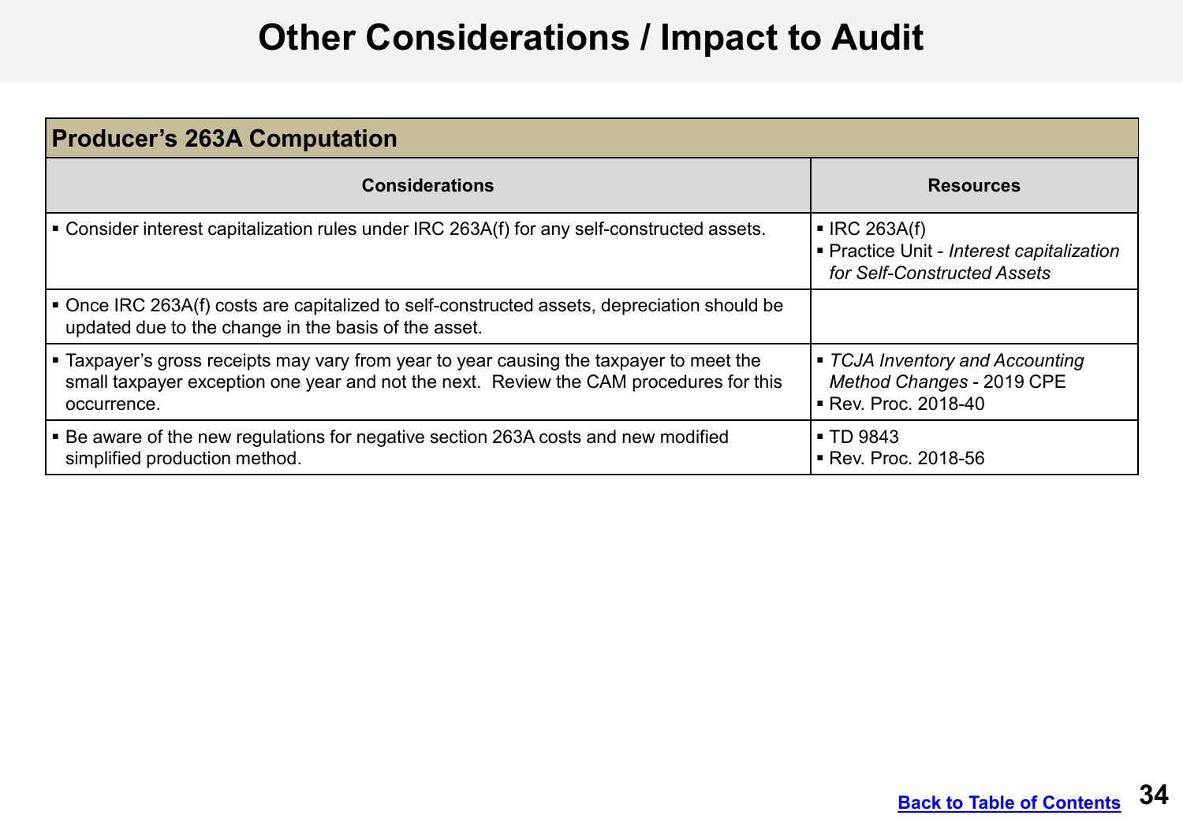# Other Considerations / Impact to Audit

| **Producer's 263A Computation** | |
|---|---|
| **Considerations** | **Resources** |
| ▪ Consider interest capitalization rules under IRC 263A(f) for any self-constructed assets. | ▪ IRC 263A(f)<br>▪ Practice Unit - *Interest capitalization for Self-Constructed Assets* |
| ▪ Once IRC 263A(f) costs are capitalized to self-constructed assets, depreciation should be updated due to the change in the basis of the asset. | |
| ▪ Taxpayer's gross receipts may vary from year to year causing the taxpayer to meet the small taxpayer exception one year and not the next. Review the CAM procedures for this occurrence. | ▪ *TCJA Inventory and Accounting Method Changes* - 2019 CPE<br>▪ Rev. Proc. 2018-40 |
| ▪ Be aware of the new regulations for negative section 263A costs and new modified simplified production method. | ▪ TD 9843<br>▪ Rev. Proc. 2018-56 |

[Back to Table of Contents]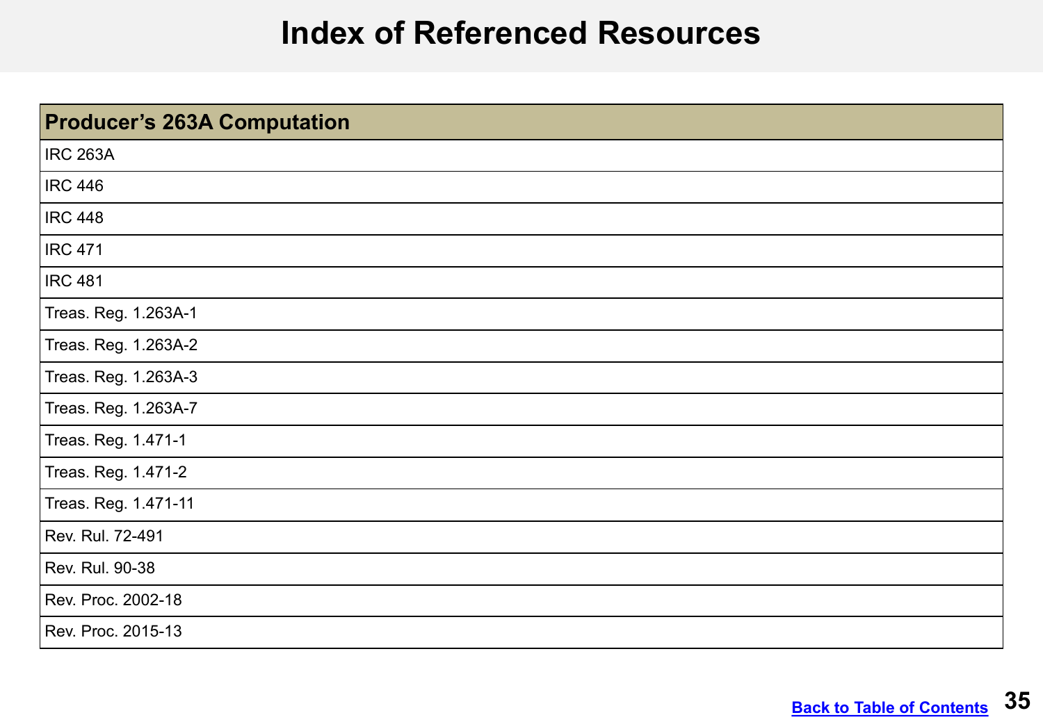# Index of Referenced Resources

| Producer’s 263A Computation |
| --- |
| IRC 263A |
| IRC 446 |
| IRC 448 |
| IRC 471 |
| IRC 481 |
| Treas. Reg. 1.263A-1 |
| Treas. Reg. 1.263A-2 |
| Treas. Reg. 1.263A-3 |
| Treas. Reg. 1.263A-7 |
| Treas. Reg. 1.471-1 |
| Treas. Reg. 1.471-2 |
| Treas. Reg. 1.471-11 |
| Rev. Rul. 72-491 |
| Rev. Rul. 90-38 |
| Rev. Proc. 2002-18 |
| Rev. Proc. 2015-13 |

Back to Table of Contents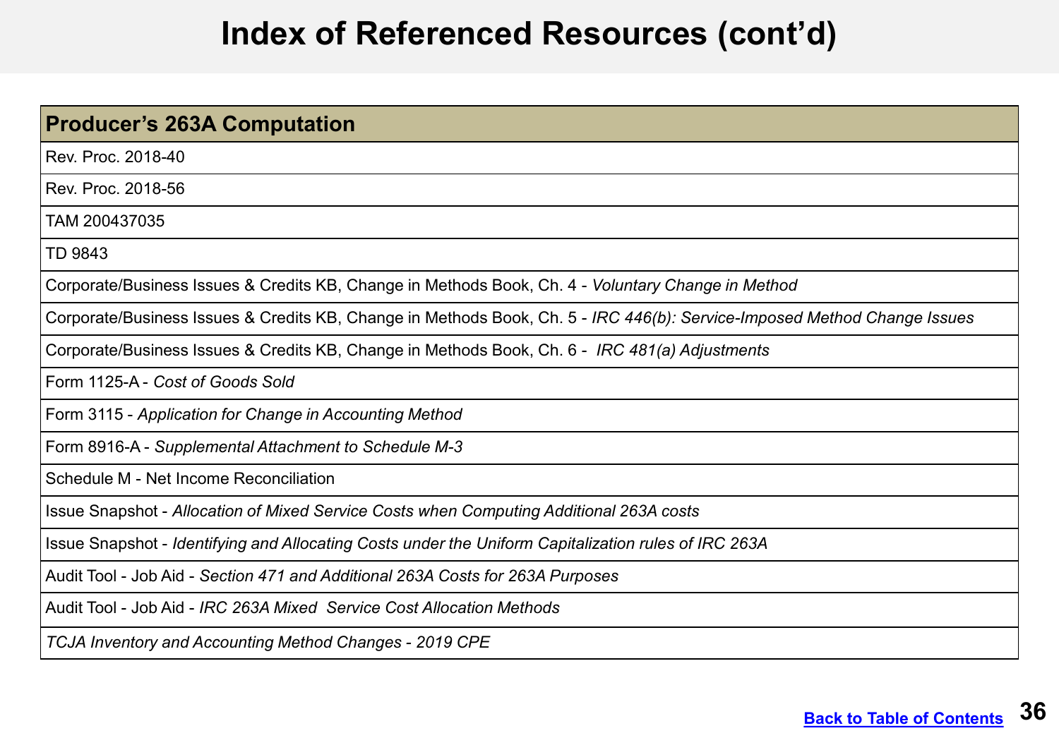# Index of Referenced Resources (cont'd)

| **Producer's 263A Computation** |
|---|
| Rev. Proc. 2018-40 |
| Rev. Proc. 2018-56 |
| TAM 200437035 |
| TD 9843 |
| Corporate/Business Issues & Credits KB, Change in Methods Book, Ch. 4 - *Voluntary Change in Method* |
| Corporate/Business Issues & Credits KB, Change in Methods Book, Ch. 5 - *IRC 446(b): Service-Imposed Method Change Issues* |
| Corporate/Business Issues & Credits KB, Change in Methods Book, Ch. 6 - *IRC 481(a) Adjustments* |
| Form 1125-A - *Cost of Goods Sold* |
| Form 3115 - *Application for Change in Accounting Method* |
| Form 8916-A - *Supplemental Attachment to Schedule M-3* |
| Schedule M - Net Income Reconciliation |
| Issue Snapshot - *Allocation of Mixed Service Costs when Computing Additional 263A costs* |
| Issue Snapshot - *Identifying and Allocating Costs under the Uniform Capitalization rules of IRC 263A* |
| Audit Tool - Job Aid - *Section 471 and Additional 263A Costs for 263A Purposes* |
| Audit Tool - Job Aid - *IRC 263A Mixed Service Cost Allocation Methods* |
| *TCJA Inventory and Accounting Method Changes - 2019 CPE* |

[Back to Table of Contents]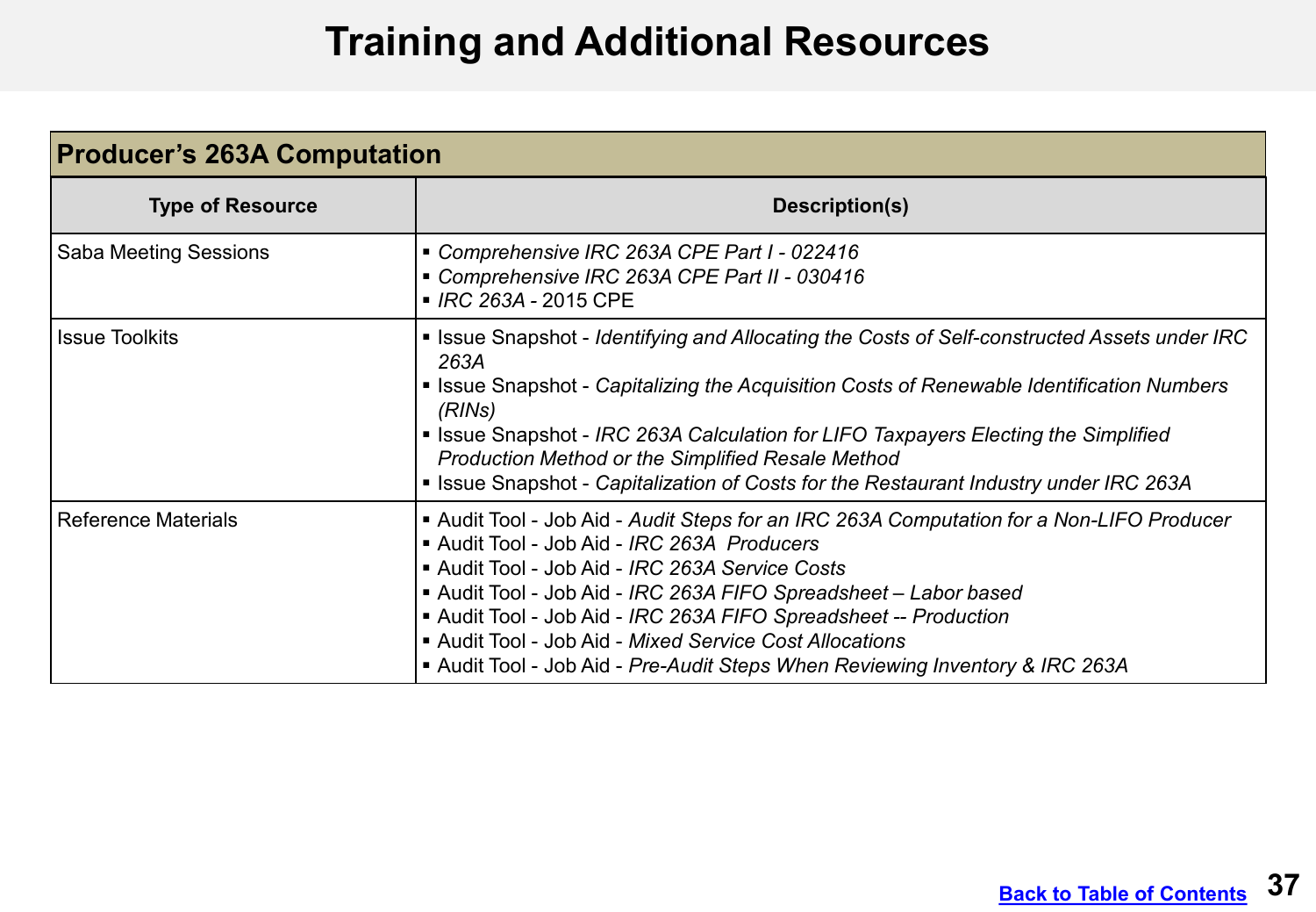# Training and Additional Resources

| Producer's 263A Computation | |
|---|---|
| **Type of Resource** | **Description(s)** |
| Saba Meeting Sessions | ▪ *Comprehensive IRC 263A CPE Part I - 022416*<br>▪ *Comprehensive IRC 263A CPE Part II - 030416*<br>▪ *IRC 263A* - 2015 CPE |
| Issue Toolkits | ▪ Issue Snapshot - *Identifying and Allocating the Costs of Self-constructed Assets under IRC 263A*<br>▪ Issue Snapshot - *Capitalizing the Acquisition Costs of Renewable Identification Numbers (RINs)*<br>▪ Issue Snapshot - *IRC 263A Calculation for LIFO Taxpayers Electing the Simplified Production Method or the Simplified Resale Method*<br>▪ Issue Snapshot - *Capitalization of Costs for the Restaurant Industry under IRC 263A* |
| Reference Materials | ▪ Audit Tool - Job Aid - *Audit Steps for an IRC 263A Computation for a Non-LIFO Producer*<br>▪ Audit Tool - Job Aid - *IRC 263A Producers*<br>▪ Audit Tool - Job Aid - *IRC 263A Service Costs*<br>▪ Audit Tool - Job Aid - *IRC 263A FIFO Spreadsheet – Labor based*<br>▪ Audit Tool - Job Aid - *IRC 263A FIFO Spreadsheet -- Production*<br>▪ Audit Tool - Job Aid - *Mixed Service Cost Allocations*<br>▪ Audit Tool - Job Aid - *Pre-Audit Steps When Reviewing Inventory & IRC 263A* |

[Back to Table of Contents]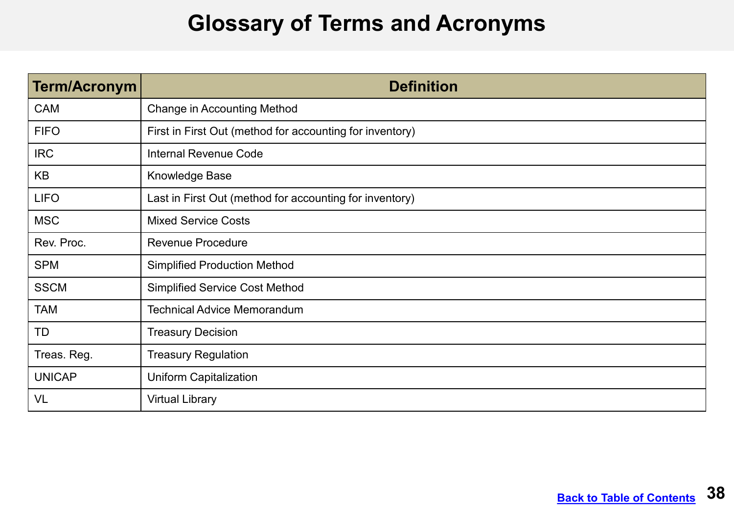# Glossary of Terms and Acronyms

| Term/Acronym | Definition |
|---|---|
| CAM | Change in Accounting Method |
| FIFO | First in First Out (method for accounting for inventory) |
| IRC | Internal Revenue Code |
| KB | Knowledge Base |
| LIFO | Last in First Out (method for accounting for inventory) |
| MSC | Mixed Service Costs |
| Rev. Proc. | Revenue Procedure |
| SPM | Simplified Production Method |
| SSCM | Simplified Service Cost Method |
| TAM | Technical Advice Memorandum |
| TD | Treasury Decision |
| Treas. Reg. | Treasury Regulation |
| UNICAP | Uniform Capitalization |
| VL | Virtual Library |

Back to Table of Contents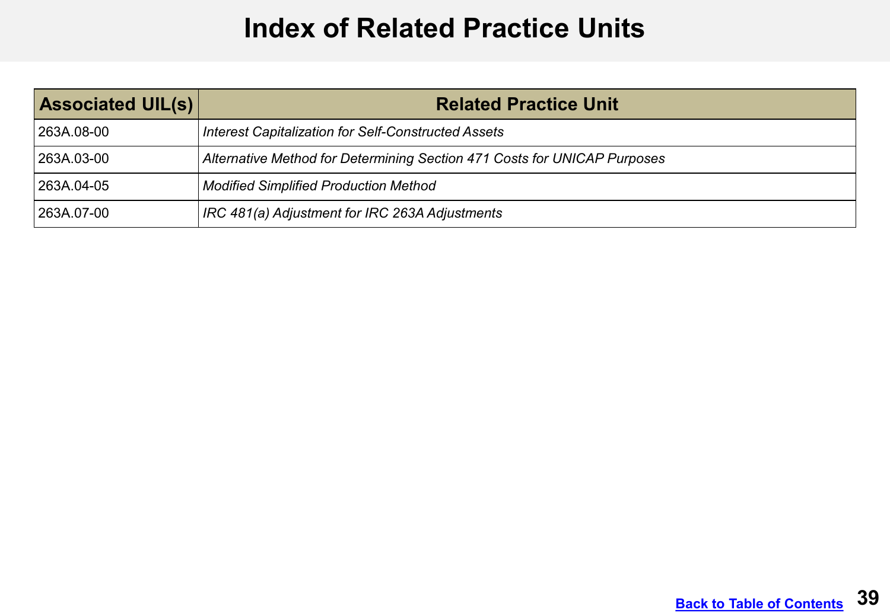# Index of Related Practice Units

| Associated UIL(s) | Related Practice Unit |
|---|---|
| 263A.08-00 | *Interest Capitalization for Self-Constructed Assets* |
| 263A.03-00 | *Alternative Method for Determining Section 471 Costs for UNICAP Purposes* |
| 263A.04-05 | *Modified Simplified Production Method* |
| 263A.07-00 | *IRC 481(a) Adjustment for IRC 263A Adjustments* |

Back to Table of Contents